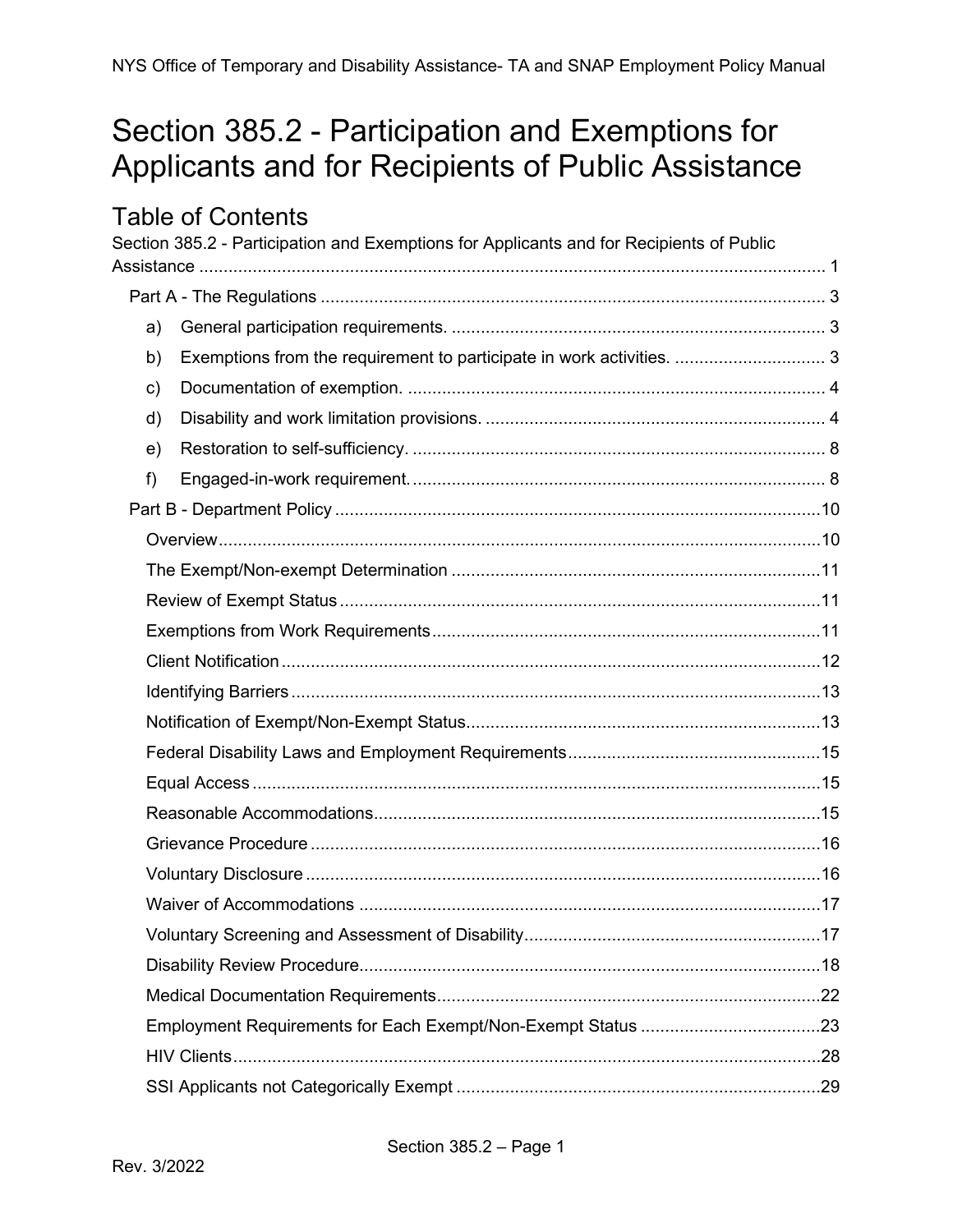# Section 385.2 - Participation and Exemptions for Applicants and for Recipients of Public Assistance

## Table of Contents

Section 385.2 - Participation and Exemptions for Applicants and for Recipients of Public Assistance ..... 1

- Part A - The Regulations ..... 3
  - a) General participation requirements. ..... 3
  - b) Exemptions from the requirement to participate in work activities. ..... 3
  - c) Documentation of exemption. ..... 4
  - d) Disability and work limitation provisions. ..... 4
  - e) Restoration to self-sufficiency. ..... 8
  - f) Engaged-in-work requirement. ..... 8
- Part B - Department Policy ..... 10
  - Overview ..... 10
  - The Exempt/Non-exempt Determination ..... 11
  - Review of Exempt Status ..... 11
  - Exemptions from Work Requirements ..... 11
  - Client Notification ..... 12
  - Identifying Barriers ..... 13
  - Notification of Exempt/Non-Exempt Status ..... 13
  - Federal Disability Laws and Employment Requirements ..... 15
  - Equal Access ..... 15
  - Reasonable Accommodations ..... 15
  - Grievance Procedure ..... 16
  - Voluntary Disclosure ..... 16
  - Waiver of Accommodations ..... 17
  - Voluntary Screening and Assessment of Disability ..... 17
  - Disability Review Procedure ..... 18
  - Medical Documentation Requirements ..... 22
  - Employment Requirements for Each Exempt/Non-Exempt Status ..... 23
  - HIV Clients ..... 28
  - SSI Applicants not Categorically Exempt ..... 29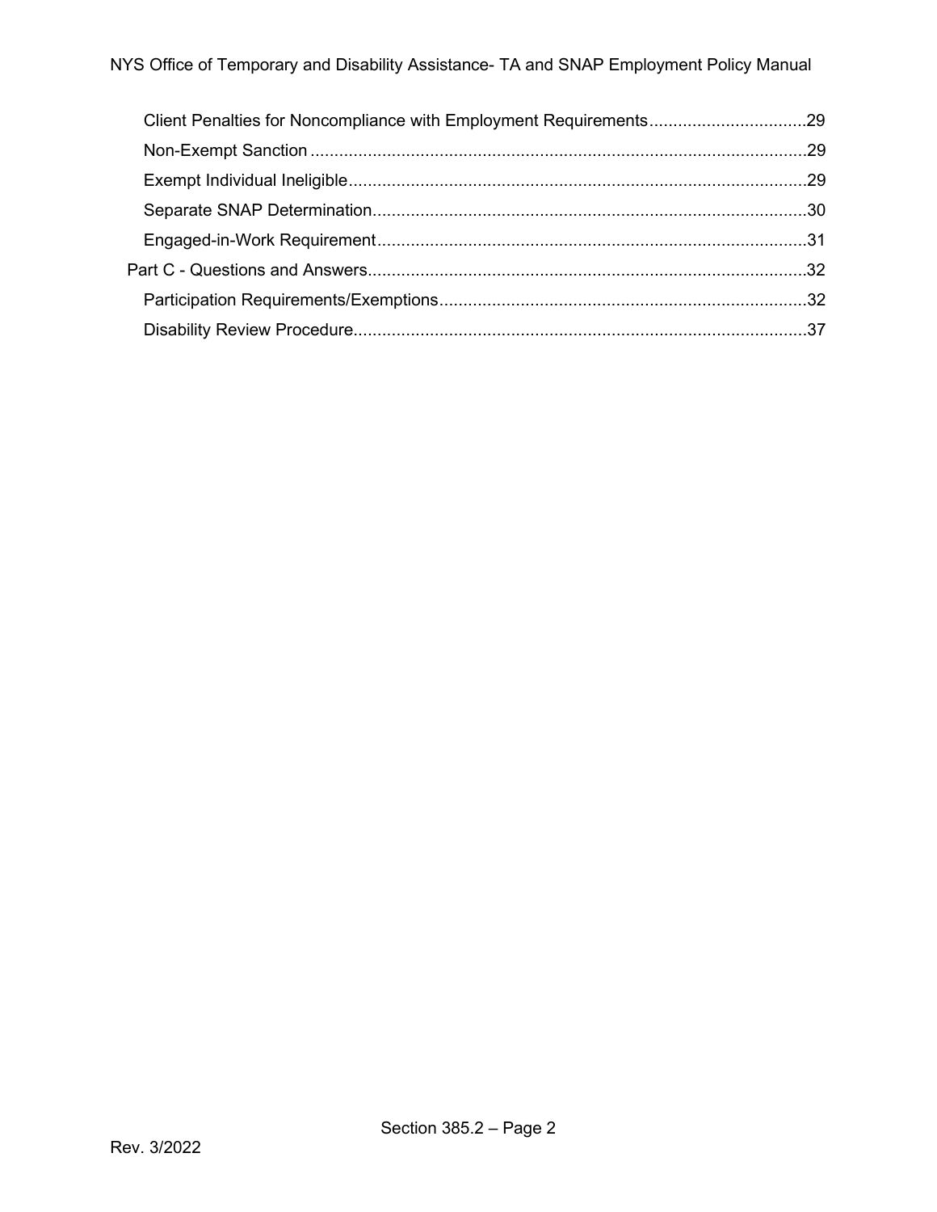- Client Penalties for Noncompliance with Employment Requirements................................29
  - Non-Exempt Sanction........................................................................................29
  - Exempt Individual Ineligible................................................................................29
  - Separate SNAP Determination..............................................................................30
  - Engaged-in-Work Requirement............................................................................31
- Part C - Questions and Answers.............................................................................32
  - Participation Requirements/Exemptions.................................................................32
  - Disability Review Procedure.................................................................................37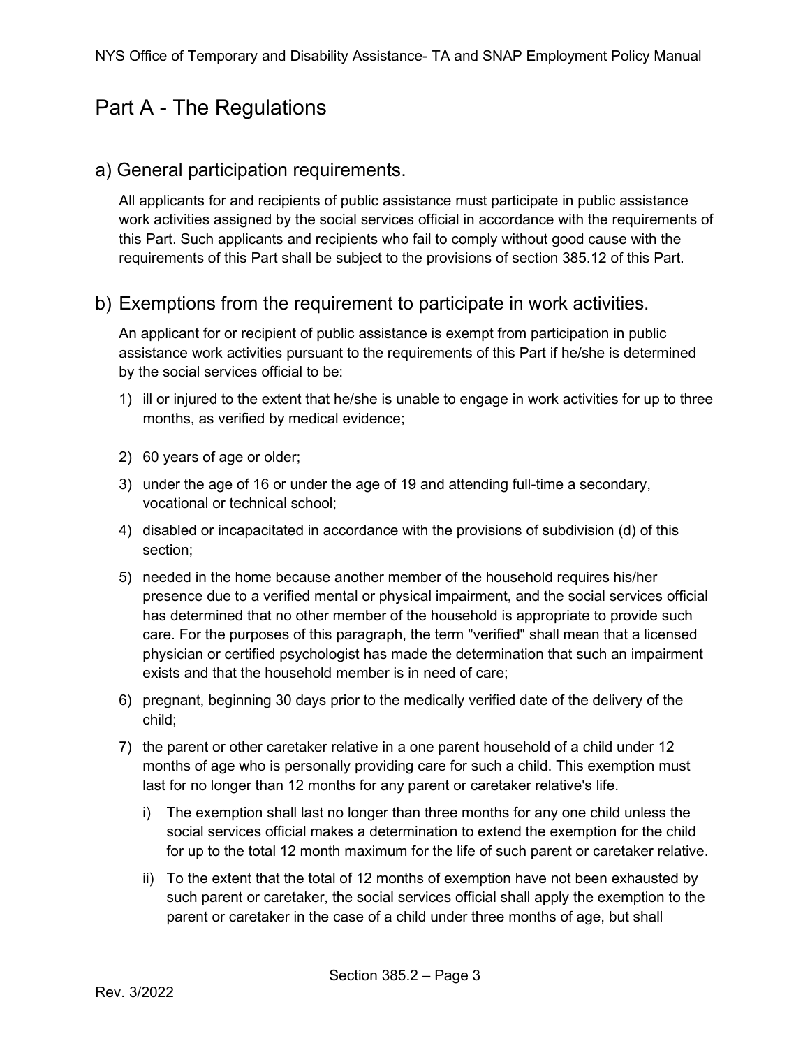# Part A - The Regulations

## a) General participation requirements.

All applicants for and recipients of public assistance must participate in public assistance work activities assigned by the social services official in accordance with the requirements of this Part. Such applicants and recipients who fail to comply without good cause with the requirements of this Part shall be subject to the provisions of section 385.12 of this Part.

## b) Exemptions from the requirement to participate in work activities.

An applicant for or recipient of public assistance is exempt from participation in public assistance work activities pursuant to the requirements of this Part if he/she is determined by the social services official to be:

1) ill or injured to the extent that he/she is unable to engage in work activities for up to three months, as verified by medical evidence;
2) 60 years of age or older;
3) under the age of 16 or under the age of 19 and attending full-time a secondary, vocational or technical school;
4) disabled or incapacitated in accordance with the provisions of subdivision (d) of this section;
5) needed in the home because another member of the household requires his/her presence due to a verified mental or physical impairment, and the social services official has determined that no other member of the household is appropriate to provide such care. For the purposes of this paragraph, the term "verified" shall mean that a licensed physician or certified psychologist has made the determination that such an impairment exists and that the household member is in need of care;
6) pregnant, beginning 30 days prior to the medically verified date of the delivery of the child;
7) the parent or other caretaker relative in a one parent household of a child under 12 months of age who is personally providing care for such a child. This exemption must last for no longer than 12 months for any parent or caretaker relative's life.
   i) The exemption shall last no longer than three months for any one child unless the social services official makes a determination to extend the exemption for the child for up to the total 12 month maximum for the life of such parent or caretaker relative.
   ii) To the extent that the total of 12 months of exemption have not been exhausted by such parent or caretaker, the social services official shall apply the exemption to the parent or caretaker in the case of a child under three months of age, but shall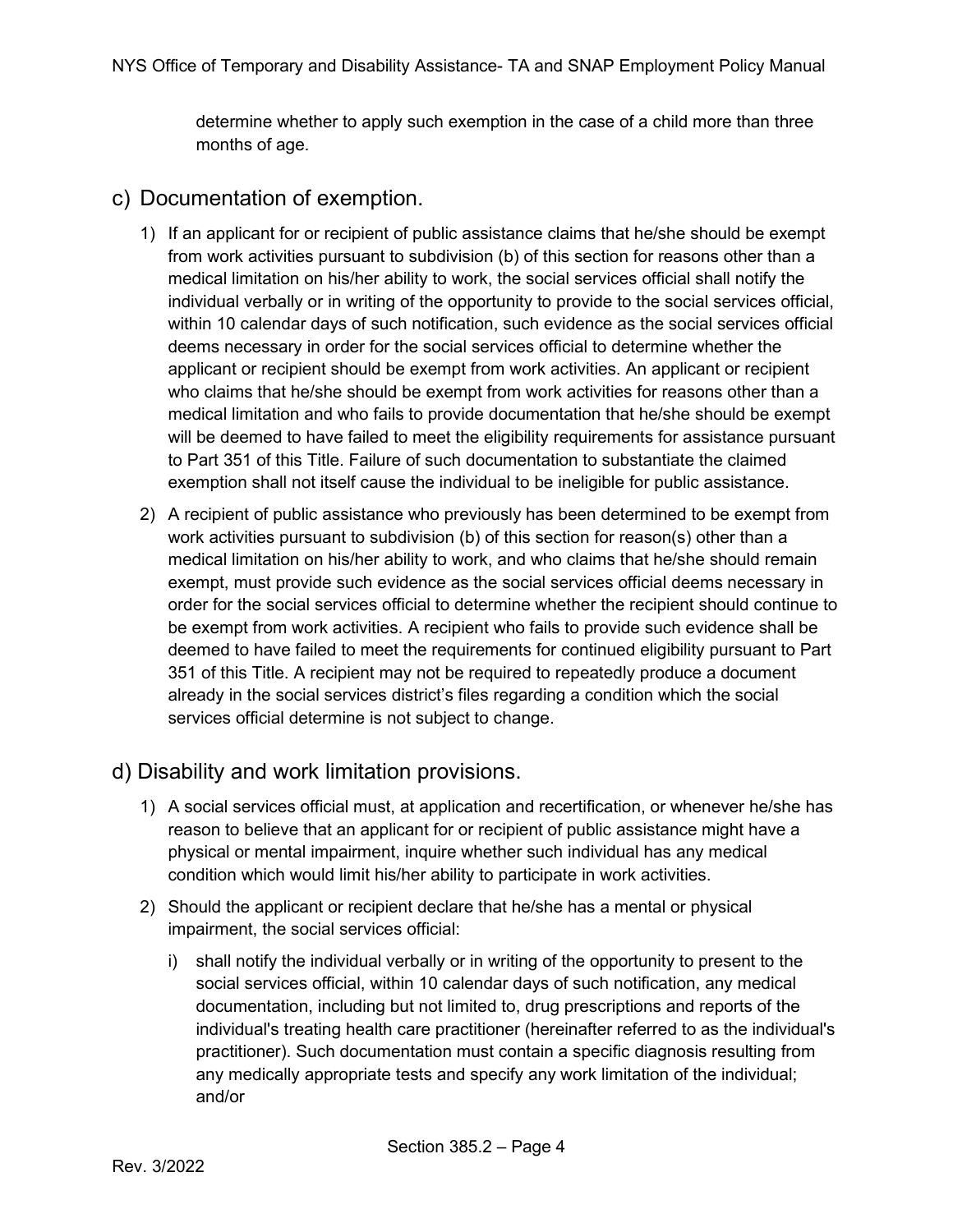determine whether to apply such exemption in the case of a child more than three months of age.

## c) Documentation of exemption.

1) If an applicant for or recipient of public assistance claims that he/she should be exempt from work activities pursuant to subdivision (b) of this section for reasons other than a medical limitation on his/her ability to work, the social services official shall notify the individual verbally or in writing of the opportunity to provide to the social services official, within 10 calendar days of such notification, such evidence as the social services official deems necessary in order for the social services official to determine whether the applicant or recipient should be exempt from work activities. An applicant or recipient who claims that he/she should be exempt from work activities for reasons other than a medical limitation and who fails to provide documentation that he/she should be exempt will be deemed to have failed to meet the eligibility requirements for assistance pursuant to Part 351 of this Title. Failure of such documentation to substantiate the claimed exemption shall not itself cause the individual to be ineligible for public assistance.

2) A recipient of public assistance who previously has been determined to be exempt from work activities pursuant to subdivision (b) of this section for reason(s) other than a medical limitation on his/her ability to work, and who claims that he/she should remain exempt, must provide such evidence as the social services official deems necessary in order for the social services official to determine whether the recipient should continue to be exempt from work activities. A recipient who fails to provide such evidence shall be deemed to have failed to meet the requirements for continued eligibility pursuant to Part 351 of this Title. A recipient may not be required to repeatedly produce a document already in the social services district's files regarding a condition which the social services official determine is not subject to change.

## d) Disability and work limitation provisions.

1) A social services official must, at application and recertification, or whenever he/she has reason to believe that an applicant for or recipient of public assistance might have a physical or mental impairment, inquire whether such individual has any medical condition which would limit his/her ability to participate in work activities.

2) Should the applicant or recipient declare that he/she has a mental or physical impairment, the social services official:

   i) shall notify the individual verbally or in writing of the opportunity to present to the social services official, within 10 calendar days of such notification, any medical documentation, including but not limited to, drug prescriptions and reports of the individual's treating health care practitioner (hereinafter referred to as the individual's practitioner). Such documentation must contain a specific diagnosis resulting from any medically appropriate tests and specify any work limitation of the individual; and/or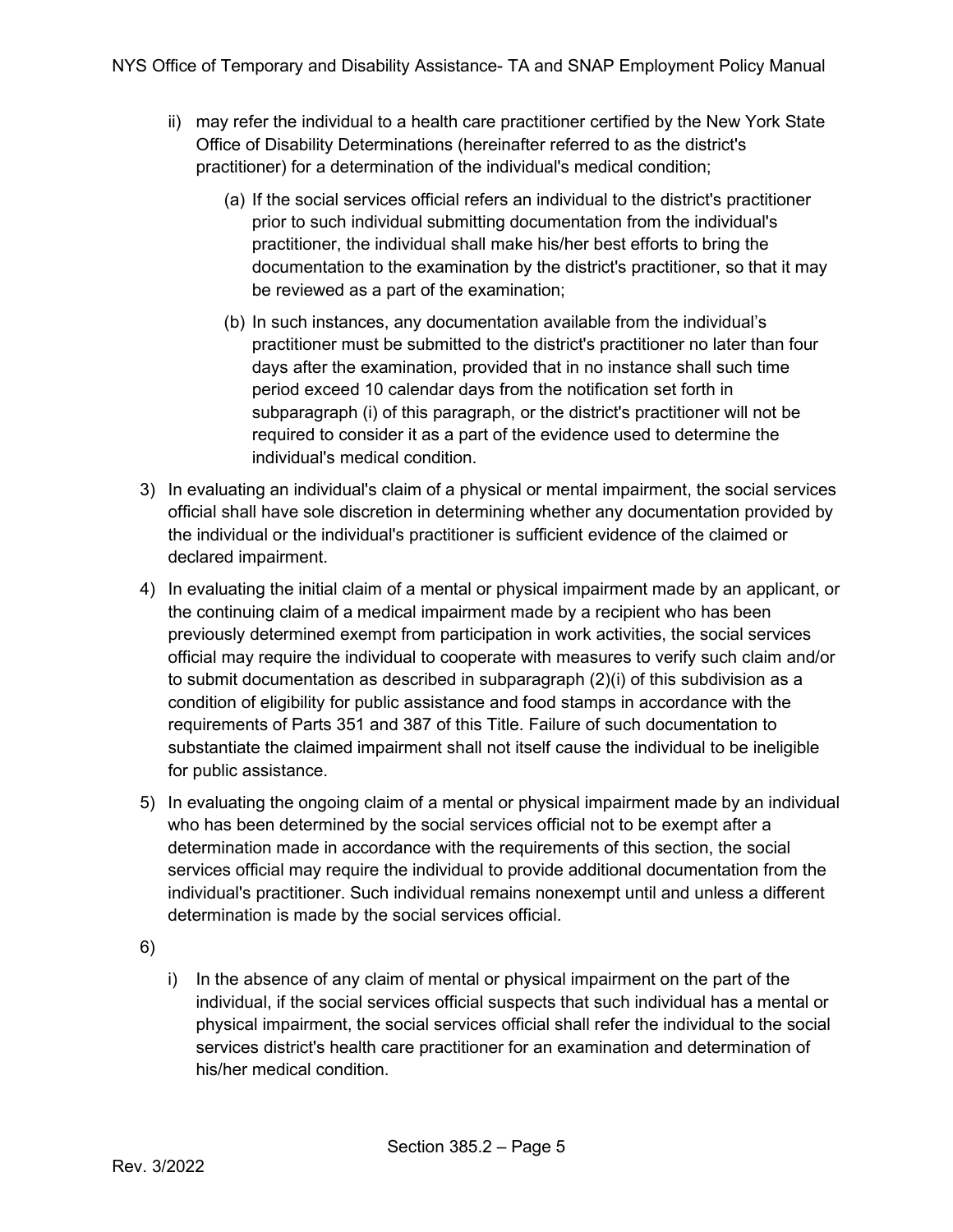ii) may refer the individual to a health care practitioner certified by the New York State Office of Disability Determinations (hereinafter referred to as the district's practitioner) for a determination of the individual's medical condition;

   (a) If the social services official refers an individual to the district's practitioner prior to such individual submitting documentation from the individual's practitioner, the individual shall make his/her best efforts to bring the documentation to the examination by the district's practitioner, so that it may be reviewed as a part of the examination;

   (b) In such instances, any documentation available from the individual's practitioner must be submitted to the district's practitioner no later than four days after the examination, provided that in no instance shall such time period exceed 10 calendar days from the notification set forth in subparagraph (i) of this paragraph, or the district's practitioner will not be required to consider it as a part of the evidence used to determine the individual's medical condition.

3) In evaluating an individual's claim of a physical or mental impairment, the social services official shall have sole discretion in determining whether any documentation provided by the individual or the individual's practitioner is sufficient evidence of the claimed or declared impairment.

4) In evaluating the initial claim of a mental or physical impairment made by an applicant, or the continuing claim of a medical impairment made by a recipient who has been previously determined exempt from participation in work activities, the social services official may require the individual to cooperate with measures to verify such claim and/or to submit documentation as described in subparagraph (2)(i) of this subdivision as a condition of eligibility for public assistance and food stamps in accordance with the requirements of Parts 351 and 387 of this Title. Failure of such documentation to substantiate the claimed impairment shall not itself cause the individual to be ineligible for public assistance.

5) In evaluating the ongoing claim of a mental or physical impairment made by an individual who has been determined by the social services official not to be exempt after a determination made in accordance with the requirements of this section, the social services official may require the individual to provide additional documentation from the individual's practitioner. Such individual remains nonexempt until and unless a different determination is made by the social services official.

6)

   i) In the absence of any claim of mental or physical impairment on the part of the individual, if the social services official suspects that such individual has a mental or physical impairment, the social services official shall refer the individual to the social services district's health care practitioner for an examination and determination of his/her medical condition.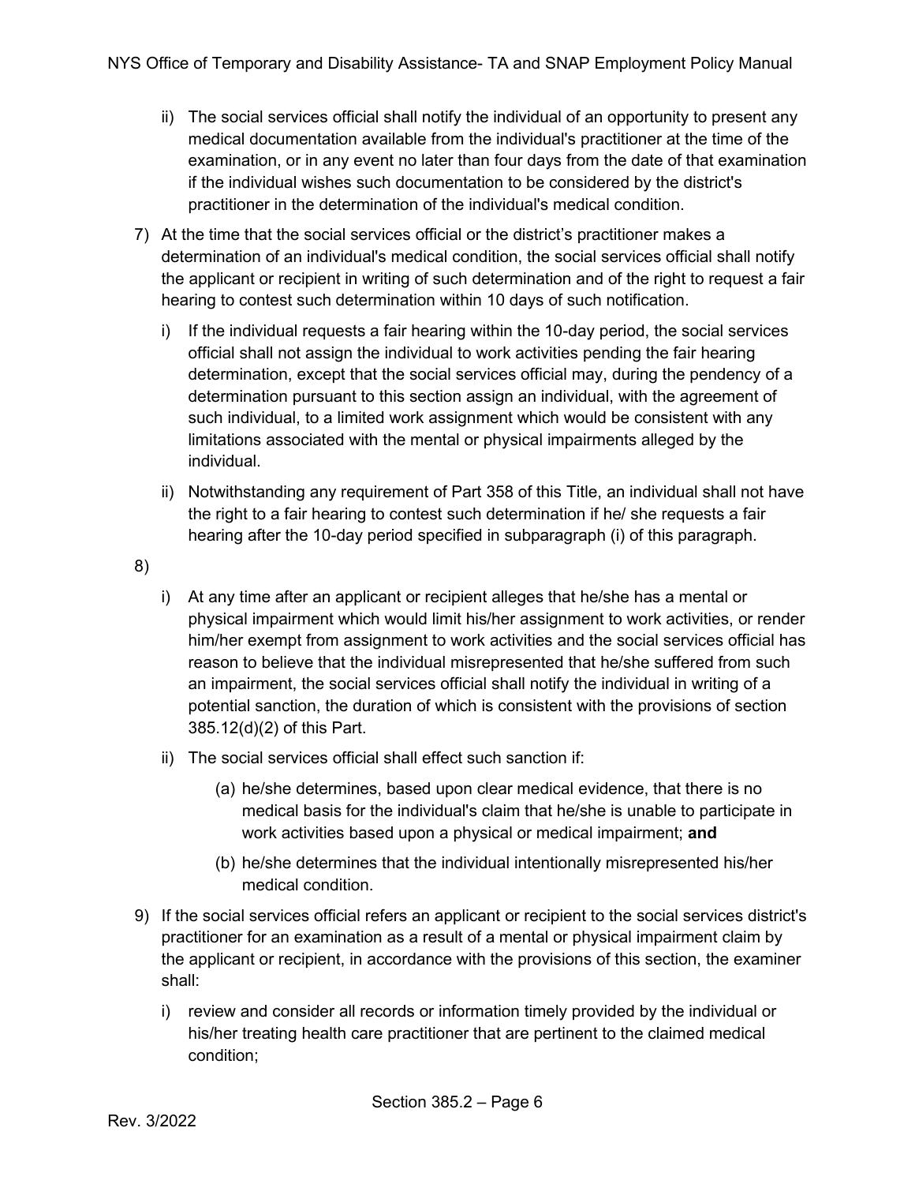ii) The social services official shall notify the individual of an opportunity to present any medical documentation available from the individual's practitioner at the time of the examination, or in any event no later than four days from the date of that examination if the individual wishes such documentation to be considered by the district's practitioner in the determination of the individual's medical condition.

7) At the time that the social services official or the district's practitioner makes a determination of an individual's medical condition, the social services official shall notify the applicant or recipient in writing of such determination and of the right to request a fair hearing to contest such determination within 10 days of such notification.

   i) If the individual requests a fair hearing within the 10-day period, the social services official shall not assign the individual to work activities pending the fair hearing determination, except that the social services official may, during the pendency of a determination pursuant to this section assign an individual, with the agreement of such individual, to a limited work assignment which would be consistent with any limitations associated with the mental or physical impairments alleged by the individual.

   ii) Notwithstanding any requirement of Part 358 of this Title, an individual shall not have the right to a fair hearing to contest such determination if he/ she requests a fair hearing after the 10-day period specified in subparagraph (i) of this paragraph.

8)

   i) At any time after an applicant or recipient alleges that he/she has a mental or physical impairment which would limit his/her assignment to work activities, or render him/her exempt from assignment to work activities and the social services official has reason to believe that the individual misrepresented that he/she suffered from such an impairment, the social services official shall notify the individual in writing of a potential sanction, the duration of which is consistent with the provisions of section 385.12(d)(2) of this Part.

   ii) The social services official shall effect such sanction if:

      (a) he/she determines, based upon clear medical evidence, that there is no medical basis for the individual's claim that he/she is unable to participate in work activities based upon a physical or medical impairment; **and**

      (b) he/she determines that the individual intentionally misrepresented his/her medical condition.

9) If the social services official refers an applicant or recipient to the social services district's practitioner for an examination as a result of a mental or physical impairment claim by the applicant or recipient, in accordance with the provisions of this section, the examiner shall:

   i) review and consider all records or information timely provided by the individual or his/her treating health care practitioner that are pertinent to the claimed medical condition;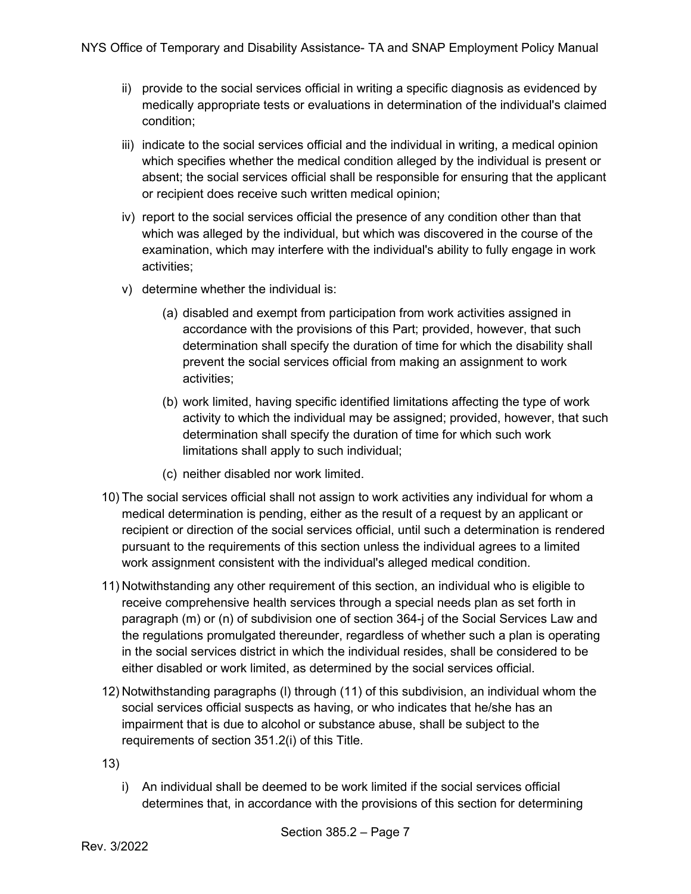ii) provide to the social services official in writing a specific diagnosis as evidenced by medically appropriate tests or evaluations in determination of the individual's claimed condition;

iii) indicate to the social services official and the individual in writing, a medical opinion which specifies whether the medical condition alleged by the individual is present or absent; the social services official shall be responsible for ensuring that the applicant or recipient does receive such written medical opinion;

iv) report to the social services official the presence of any condition other than that which was alleged by the individual, but which was discovered in the course of the examination, which may interfere with the individual's ability to fully engage in work activities;

v) determine whether the individual is:

  (a) disabled and exempt from participation from work activities assigned in accordance with the provisions of this Part; provided, however, that such determination shall specify the duration of time for which the disability shall prevent the social services official from making an assignment to work activities;

  (b) work limited, having specific identified limitations affecting the type of work activity to which the individual may be assigned; provided, however, that such determination shall specify the duration of time for which such work limitations shall apply to such individual;

  (c) neither disabled nor work limited.

10) The social services official shall not assign to work activities any individual for whom a medical determination is pending, either as the result of a request by an applicant or recipient or direction of the social services official, until such a determination is rendered pursuant to the requirements of this section unless the individual agrees to a limited work assignment consistent with the individual's alleged medical condition.

11) Notwithstanding any other requirement of this section, an individual who is eligible to receive comprehensive health services through a special needs plan as set forth in paragraph (m) or (n) of subdivision one of section 364-j of the Social Services Law and the regulations promulgated thereunder, regardless of whether such a plan is operating in the social services district in which the individual resides, shall be considered to be either disabled or work limited, as determined by the social services official.

12) Notwithstanding paragraphs (l) through (11) of this subdivision, an individual whom the social services official suspects as having, or who indicates that he/she has an impairment that is due to alcohol or substance abuse, shall be subject to the requirements of section 351.2(i) of this Title.

13)

i) An individual shall be deemed to be work limited if the social services official determines that, in accordance with the provisions of this section for determining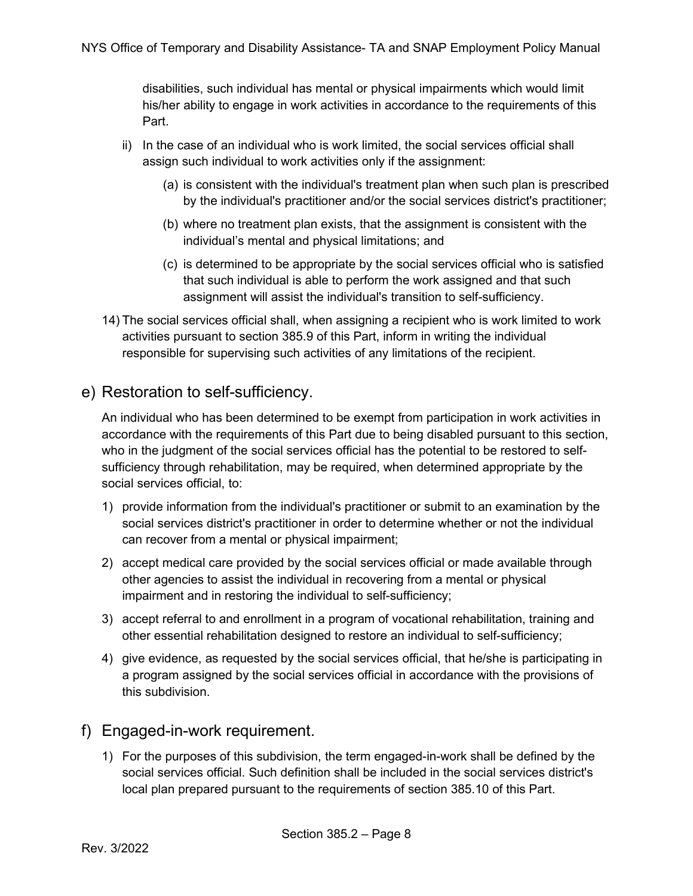disabilities, such individual has mental or physical impairments which would limit his/her ability to engage in work activities in accordance to the requirements of this Part.

ii) In the case of an individual who is work limited, the social services official shall assign such individual to work activities only if the assignment:

   (a) is consistent with the individual's treatment plan when such plan is prescribed by the individual's practitioner and/or the social services district's practitioner;

   (b) where no treatment plan exists, that the assignment is consistent with the individual's mental and physical limitations; and

   (c) is determined to be appropriate by the social services official who is satisfied that such individual is able to perform the work assigned and that such assignment will assist the individual's transition to self-sufficiency.

14) The social services official shall, when assigning a recipient who is work limited to work activities pursuant to section 385.9 of this Part, inform in writing the individual responsible for supervising such activities of any limitations of the recipient.

## e) Restoration to self-sufficiency.

An individual who has been determined to be exempt from participation in work activities in accordance with the requirements of this Part due to being disabled pursuant to this section, who in the judgment of the social services official has the potential to be restored to self-sufficiency through rehabilitation, may be required, when determined appropriate by the social services official, to:

1) provide information from the individual's practitioner or submit to an examination by the social services district's practitioner in order to determine whether or not the individual can recover from a mental or physical impairment;

2) accept medical care provided by the social services official or made available through other agencies to assist the individual in recovering from a mental or physical impairment and in restoring the individual to self-sufficiency;

3) accept referral to and enrollment in a program of vocational rehabilitation, training and other essential rehabilitation designed to restore an individual to self-sufficiency;

4) give evidence, as requested by the social services official, that he/she is participating in a program assigned by the social services official in accordance with the provisions of this subdivision.

## f) Engaged-in-work requirement.

1) For the purposes of this subdivision, the term engaged-in-work shall be defined by the social services official. Such definition shall be included in the social services district's local plan prepared pursuant to the requirements of section 385.10 of this Part.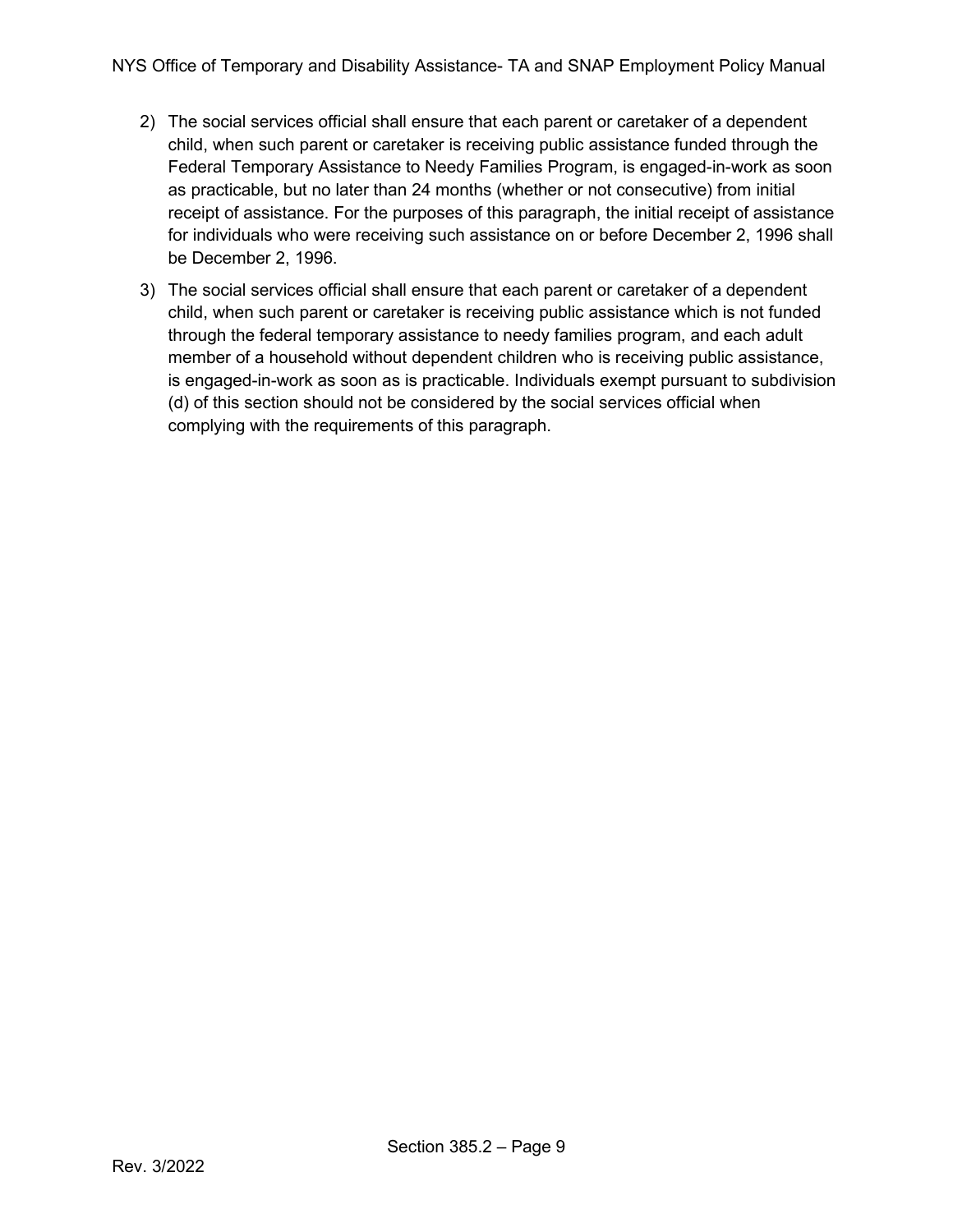2) The social services official shall ensure that each parent or caretaker of a dependent child, when such parent or caretaker is receiving public assistance funded through the Federal Temporary Assistance to Needy Families Program, is engaged-in-work as soon as practicable, but no later than 24 months (whether or not consecutive) from initial receipt of assistance. For the purposes of this paragraph, the initial receipt of assistance for individuals who were receiving such assistance on or before December 2, 1996 shall be December 2, 1996.

3) The social services official shall ensure that each parent or caretaker of a dependent child, when such parent or caretaker is receiving public assistance which is not funded through the federal temporary assistance to needy families program, and each adult member of a household without dependent children who is receiving public assistance, is engaged-in-work as soon as is practicable. Individuals exempt pursuant to subdivision (d) of this section should not be considered by the social services official when complying with the requirements of this paragraph.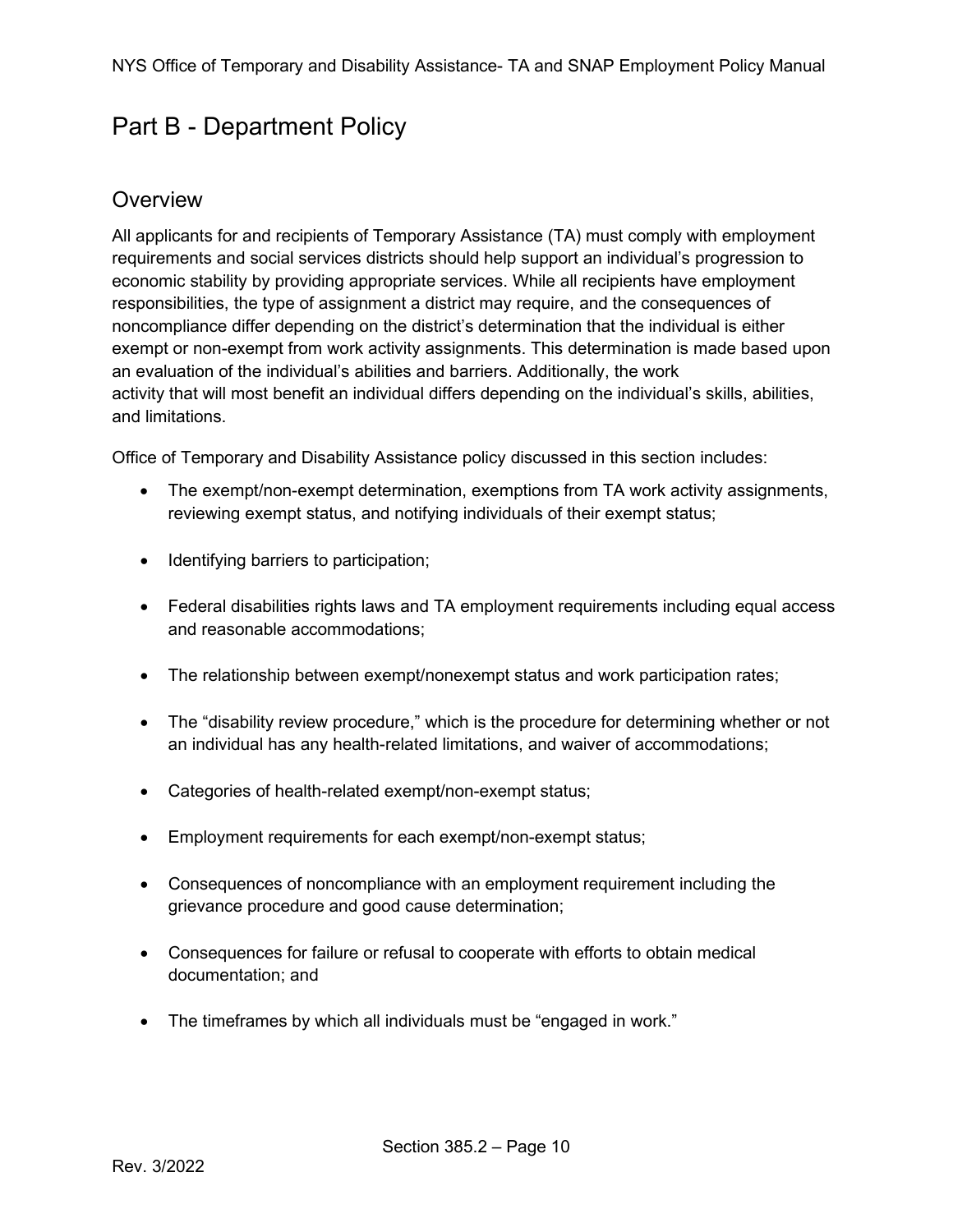# Part B - Department Policy

## Overview

All applicants for and recipients of Temporary Assistance (TA) must comply with employment requirements and social services districts should help support an individual's progression to economic stability by providing appropriate services. While all recipients have employment responsibilities, the type of assignment a district may require, and the consequences of noncompliance differ depending on the district's determination that the individual is either exempt or non-exempt from work activity assignments. This determination is made based upon an evaluation of the individual's abilities and barriers. Additionally, the work activity that will most benefit an individual differs depending on the individual's skills, abilities, and limitations.

Office of Temporary and Disability Assistance policy discussed in this section includes:

- The exempt/non-exempt determination, exemptions from TA work activity assignments, reviewing exempt status, and notifying individuals of their exempt status;
- Identifying barriers to participation;
- Federal disabilities rights laws and TA employment requirements including equal access and reasonable accommodations;
- The relationship between exempt/nonexempt status and work participation rates;
- The "disability review procedure," which is the procedure for determining whether or not an individual has any health-related limitations, and waiver of accommodations;
- Categories of health-related exempt/non-exempt status;
- Employment requirements for each exempt/non-exempt status;
- Consequences of noncompliance with an employment requirement including the grievance procedure and good cause determination;
- Consequences for failure or refusal to cooperate with efforts to obtain medical documentation; and
- The timeframes by which all individuals must be "engaged in work."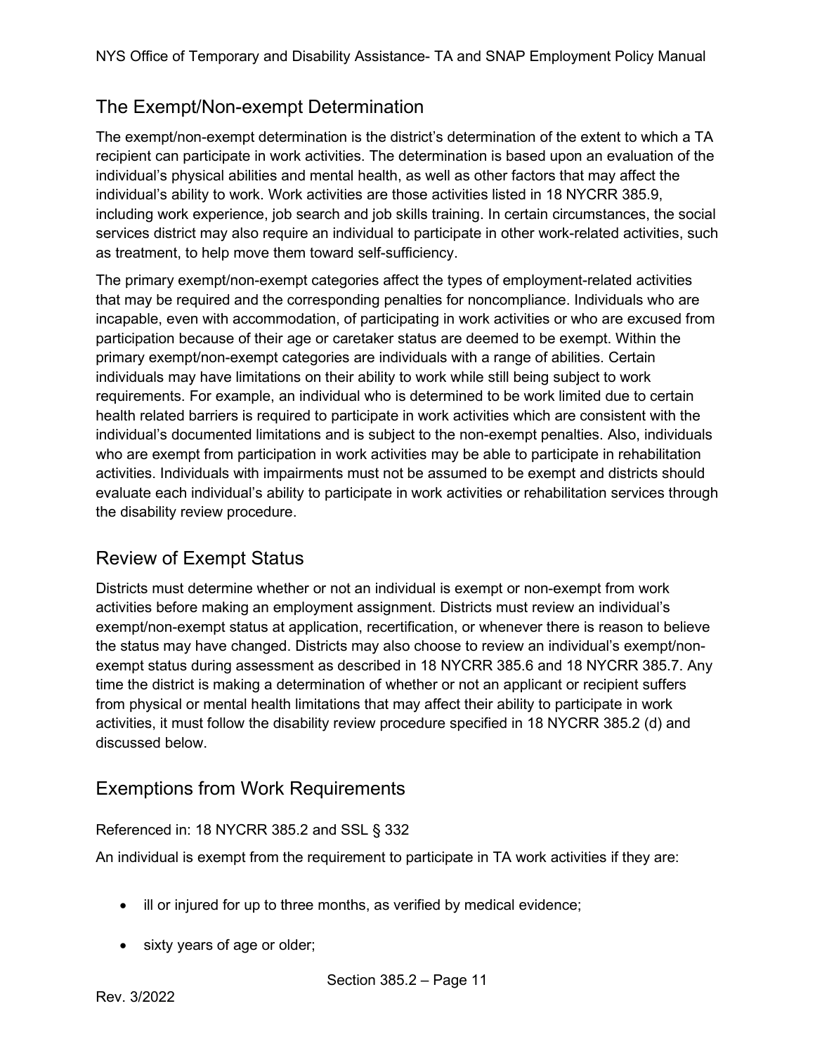## The Exempt/Non-exempt Determination

The exempt/non-exempt determination is the district's determination of the extent to which a TA recipient can participate in work activities. The determination is based upon an evaluation of the individual's physical abilities and mental health, as well as other factors that may affect the individual's ability to work. Work activities are those activities listed in 18 NYCRR 385.9, including work experience, job search and job skills training. In certain circumstances, the social services district may also require an individual to participate in other work-related activities, such as treatment, to help move them toward self-sufficiency.

The primary exempt/non-exempt categories affect the types of employment-related activities that may be required and the corresponding penalties for noncompliance. Individuals who are incapable, even with accommodation, of participating in work activities or who are excused from participation because of their age or caretaker status are deemed to be exempt. Within the primary exempt/non-exempt categories are individuals with a range of abilities. Certain individuals may have limitations on their ability to work while still being subject to work requirements. For example, an individual who is determined to be work limited due to certain health related barriers is required to participate in work activities which are consistent with the individual's documented limitations and is subject to the non-exempt penalties. Also, individuals who are exempt from participation in work activities may be able to participate in rehabilitation activities. Individuals with impairments must not be assumed to be exempt and districts should evaluate each individual's ability to participate in work activities or rehabilitation services through the disability review procedure.

## Review of Exempt Status

Districts must determine whether or not an individual is exempt or non-exempt from work activities before making an employment assignment. Districts must review an individual's exempt/non-exempt status at application, recertification, or whenever there is reason to believe the status may have changed. Districts may also choose to review an individual's exempt/non-exempt status during assessment as described in 18 NYCRR 385.6 and 18 NYCRR 385.7. Any time the district is making a determination of whether or not an applicant or recipient suffers from physical or mental health limitations that may affect their ability to participate in work activities, it must follow the disability review procedure specified in 18 NYCRR 385.2 (d) and discussed below.

## Exemptions from Work Requirements

Referenced in: 18 NYCRR 385.2 and SSL § 332

An individual is exempt from the requirement to participate in TA work activities if they are:

- ill or injured for up to three months, as verified by medical evidence;
- sixty years of age or older;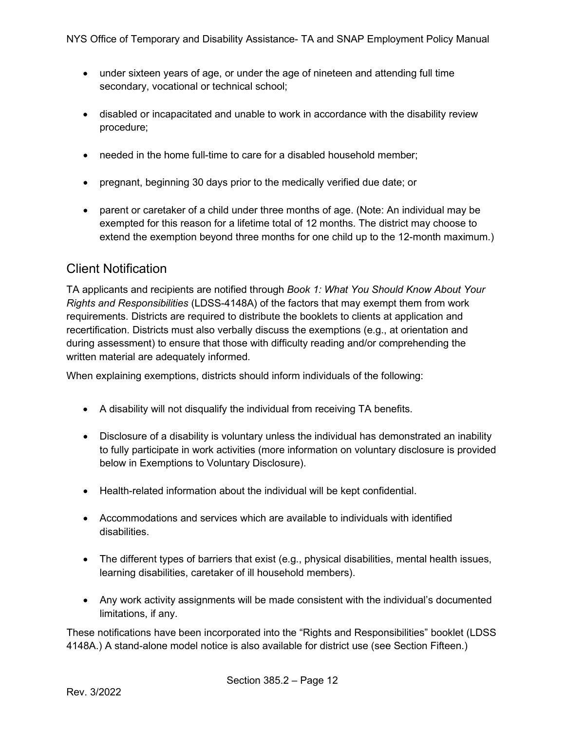- under sixteen years of age, or under the age of nineteen and attending full time secondary, vocational or technical school;

- disabled or incapacitated and unable to work in accordance with the disability review procedure;

- needed in the home full-time to care for a disabled household member;

- pregnant, beginning 30 days prior to the medically verified due date; or

- parent or caretaker of a child under three months of age. (Note: An individual may be exempted for this reason for a lifetime total of 12 months. The district may choose to extend the exemption beyond three months for one child up to the 12-month maximum.)

## Client Notification

TA applicants and recipients are notified through *Book 1: What You Should Know About Your Rights and Responsibilities* (LDSS-4148A) of the factors that may exempt them from work requirements. Districts are required to distribute the booklets to clients at application and recertification. Districts must also verbally discuss the exemptions (e.g., at orientation and during assessment) to ensure that those with difficulty reading and/or comprehending the written material are adequately informed.

When explaining exemptions, districts should inform individuals of the following:

- A disability will not disqualify the individual from receiving TA benefits.

- Disclosure of a disability is voluntary unless the individual has demonstrated an inability to fully participate in work activities (more information on voluntary disclosure is provided below in Exemptions to Voluntary Disclosure).

- Health-related information about the individual will be kept confidential.

- Accommodations and services which are available to individuals with identified disabilities.

- The different types of barriers that exist (e.g., physical disabilities, mental health issues, learning disabilities, caretaker of ill household members).

- Any work activity assignments will be made consistent with the individual's documented limitations, if any.

These notifications have been incorporated into the "Rights and Responsibilities" booklet (LDSS 4148A.) A stand-alone model notice is also available for district use (see Section Fifteen.)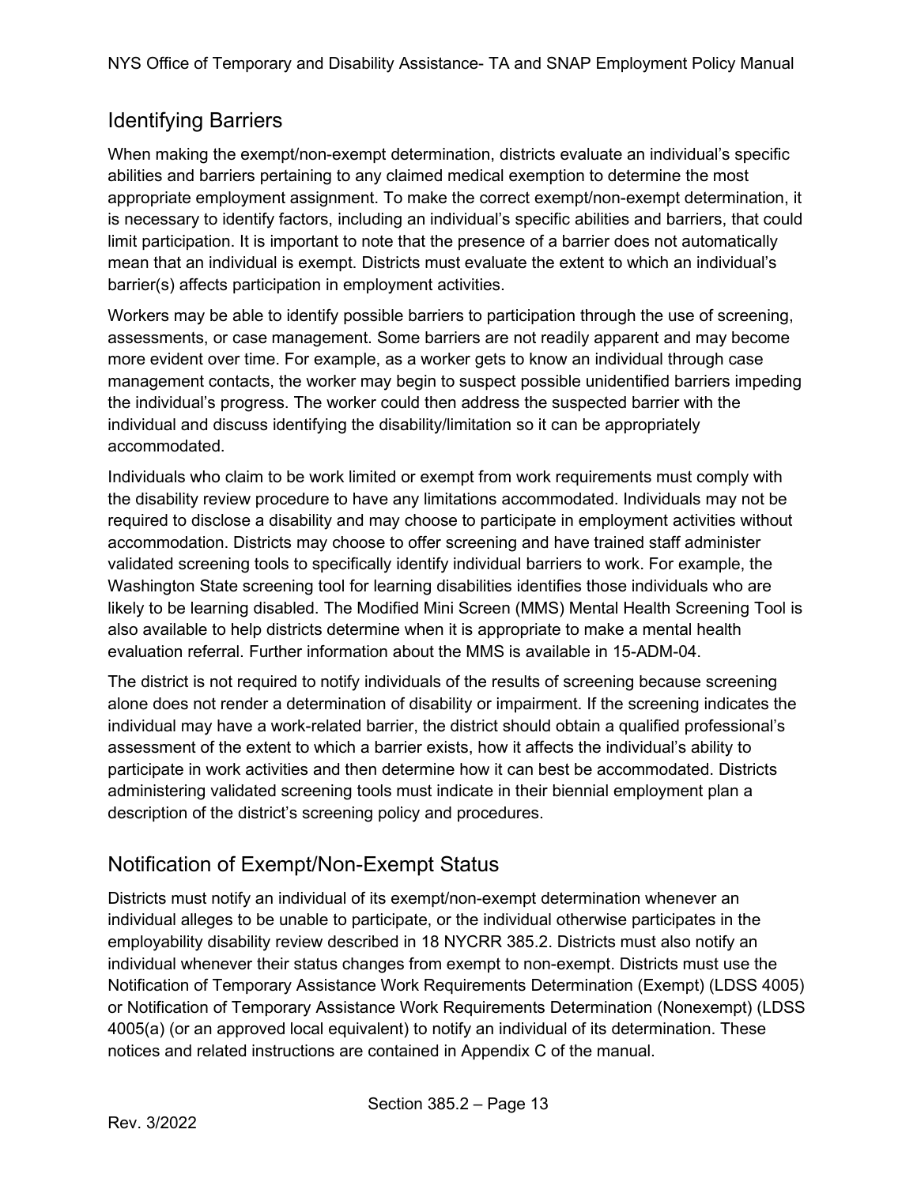## Identifying Barriers

When making the exempt/non-exempt determination, districts evaluate an individual's specific abilities and barriers pertaining to any claimed medical exemption to determine the most appropriate employment assignment. To make the correct exempt/non-exempt determination, it is necessary to identify factors, including an individual's specific abilities and barriers, that could limit participation. It is important to note that the presence of a barrier does not automatically mean that an individual is exempt. Districts must evaluate the extent to which an individual's barrier(s) affects participation in employment activities.

Workers may be able to identify possible barriers to participation through the use of screening, assessments, or case management. Some barriers are not readily apparent and may become more evident over time. For example, as a worker gets to know an individual through case management contacts, the worker may begin to suspect possible unidentified barriers impeding the individual's progress. The worker could then address the suspected barrier with the individual and discuss identifying the disability/limitation so it can be appropriately accommodated.

Individuals who claim to be work limited or exempt from work requirements must comply with the disability review procedure to have any limitations accommodated. Individuals may not be required to disclose a disability and may choose to participate in employment activities without accommodation. Districts may choose to offer screening and have trained staff administer validated screening tools to specifically identify individual barriers to work. For example, the Washington State screening tool for learning disabilities identifies those individuals who are likely to be learning disabled. The Modified Mini Screen (MMS) Mental Health Screening Tool is also available to help districts determine when it is appropriate to make a mental health evaluation referral. Further information about the MMS is available in 15-ADM-04.

The district is not required to notify individuals of the results of screening because screening alone does not render a determination of disability or impairment. If the screening indicates the individual may have a work-related barrier, the district should obtain a qualified professional's assessment of the extent to which a barrier exists, how it affects the individual's ability to participate in work activities and then determine how it can best be accommodated. Districts administering validated screening tools must indicate in their biennial employment plan a description of the district's screening policy and procedures.

## Notification of Exempt/Non-Exempt Status

Districts must notify an individual of its exempt/non-exempt determination whenever an individual alleges to be unable to participate, or the individual otherwise participates in the employability disability review described in 18 NYCRR 385.2. Districts must also notify an individual whenever their status changes from exempt to non-exempt. Districts must use the Notification of Temporary Assistance Work Requirements Determination (Exempt) (LDSS 4005) or Notification of Temporary Assistance Work Requirements Determination (Nonexempt) (LDSS 4005(a) (or an approved local equivalent) to notify an individual of its determination. These notices and related instructions are contained in Appendix C of the manual.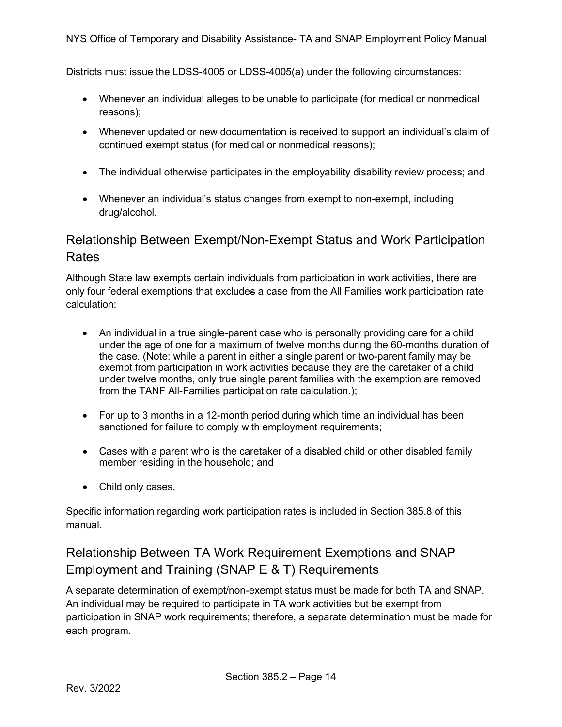Districts must issue the LDSS-4005 or LDSS-4005(a) under the following circumstances:

- Whenever an individual alleges to be unable to participate (for medical or nonmedical reasons);
- Whenever updated or new documentation is received to support an individual's claim of continued exempt status (for medical or nonmedical reasons);
- The individual otherwise participates in the employability disability review process; and
- Whenever an individual's status changes from exempt to non-exempt, including drug/alcohol.

## Relationship Between Exempt/Non-Exempt Status and Work Participation Rates

Although State law exempts certain individuals from participation in work activities, there are only four federal exemptions that excludes a case from the All Families work participation rate calculation:

- An individual in a true single-parent case who is personally providing care for a child under the age of one for a maximum of twelve months during the 60-months duration of the case. (Note: while a parent in either a single parent or two-parent family may be exempt from participation in work activities because they are the caretaker of a child under twelve months, only true single parent families with the exemption are removed from the TANF All-Families participation rate calculation.);
- For up to 3 months in a 12-month period during which time an individual has been sanctioned for failure to comply with employment requirements;
- Cases with a parent who is the caretaker of a disabled child or other disabled family member residing in the household; and
- Child only cases.

Specific information regarding work participation rates is included in Section 385.8 of this manual.

## Relationship Between TA Work Requirement Exemptions and SNAP Employment and Training (SNAP E & T) Requirements

A separate determination of exempt/non-exempt status must be made for both TA and SNAP. An individual may be required to participate in TA work activities but be exempt from participation in SNAP work requirements; therefore, a separate determination must be made for each program.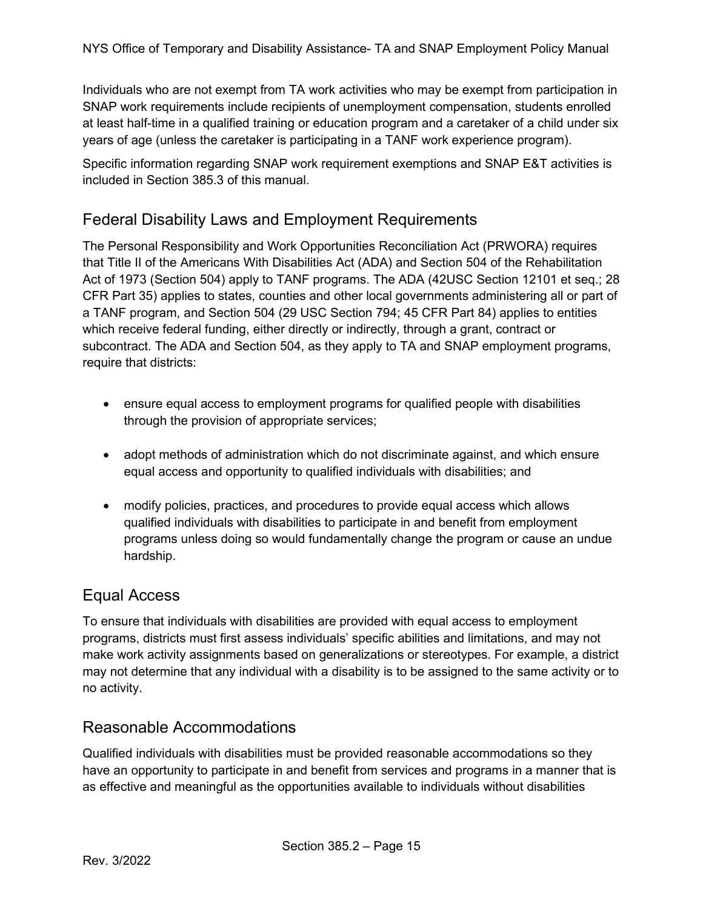Individuals who are not exempt from TA work activities who may be exempt from participation in SNAP work requirements include recipients of unemployment compensation, students enrolled at least half-time in a qualified training or education program and a caretaker of a child under six years of age (unless the caretaker is participating in a TANF work experience program).

Specific information regarding SNAP work requirement exemptions and SNAP E&T activities is included in Section 385.3 of this manual.

## Federal Disability Laws and Employment Requirements

The Personal Responsibility and Work Opportunities Reconciliation Act (PRWORA) requires that Title II of the Americans With Disabilities Act (ADA) and Section 504 of the Rehabilitation Act of 1973 (Section 504) apply to TANF programs. The ADA (42USC Section 12101 et seq.; 28 CFR Part 35) applies to states, counties and other local governments administering all or part of a TANF program, and Section 504 (29 USC Section 794; 45 CFR Part 84) applies to entities which receive federal funding, either directly or indirectly, through a grant, contract or subcontract. The ADA and Section 504, as they apply to TA and SNAP employment programs, require that districts:

- ensure equal access to employment programs for qualified people with disabilities through the provision of appropriate services;
- adopt methods of administration which do not discriminate against, and which ensure equal access and opportunity to qualified individuals with disabilities; and
- modify policies, practices, and procedures to provide equal access which allows qualified individuals with disabilities to participate in and benefit from employment programs unless doing so would fundamentally change the program or cause an undue hardship.

## Equal Access

To ensure that individuals with disabilities are provided with equal access to employment programs, districts must first assess individuals' specific abilities and limitations, and may not make work activity assignments based on generalizations or stereotypes. For example, a district may not determine that any individual with a disability is to be assigned to the same activity or to no activity.

## Reasonable Accommodations

Qualified individuals with disabilities must be provided reasonable accommodations so they have an opportunity to participate in and benefit from services and programs in a manner that is as effective and meaningful as the opportunities available to individuals without disabilities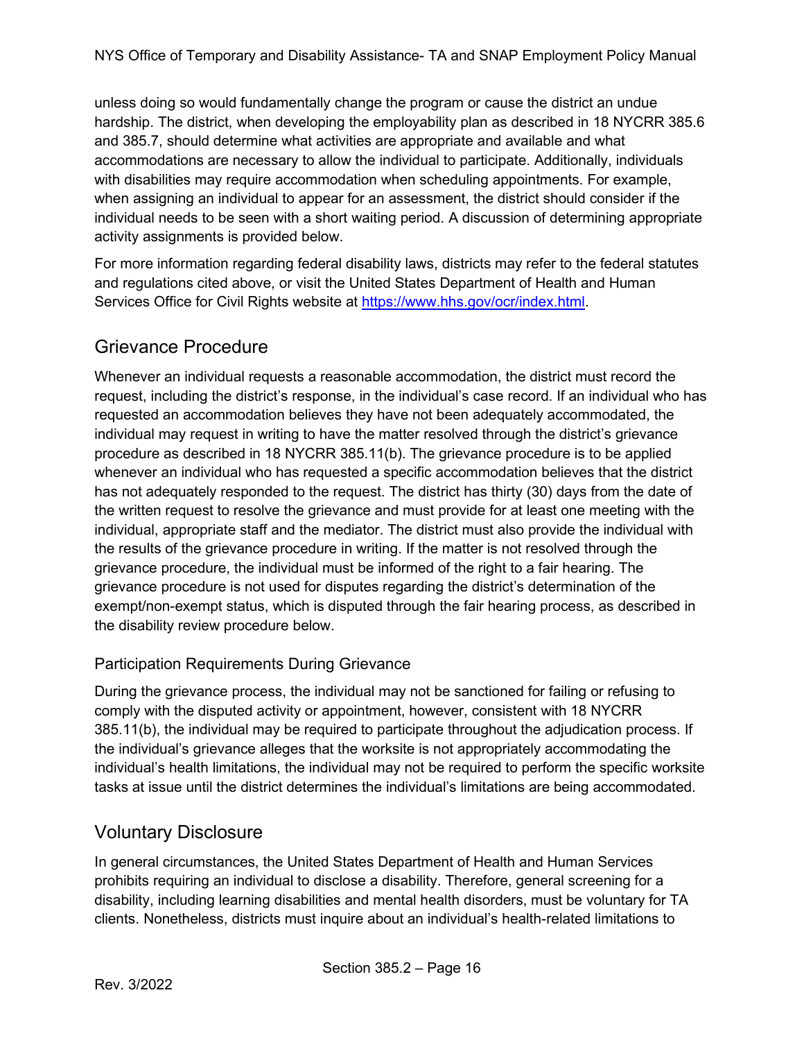unless doing so would fundamentally change the program or cause the district an undue hardship. The district, when developing the employability plan as described in 18 NYCRR 385.6 and 385.7, should determine what activities are appropriate and available and what accommodations are necessary to allow the individual to participate. Additionally, individuals with disabilities may require accommodation when scheduling appointments. For example, when assigning an individual to appear for an assessment, the district should consider if the individual needs to be seen with a short waiting period. A discussion of determining appropriate activity assignments is provided below.

For more information regarding federal disability laws, districts may refer to the federal statutes and regulations cited above, or visit the United States Department of Health and Human Services Office for Civil Rights website at [https://www.hhs.gov/ocr/index.html](https://www.hhs.gov/ocr/index.html).

## Grievance Procedure

Whenever an individual requests a reasonable accommodation, the district must record the request, including the district's response, in the individual's case record. If an individual who has requested an accommodation believes they have not been adequately accommodated, the individual may request in writing to have the matter resolved through the district's grievance procedure as described in 18 NYCRR 385.11(b). The grievance procedure is to be applied whenever an individual who has requested a specific accommodation believes that the district has not adequately responded to the request. The district has thirty (30) days from the date of the written request to resolve the grievance and must provide for at least one meeting with the individual, appropriate staff and the mediator. The district must also provide the individual with the results of the grievance procedure in writing. If the matter is not resolved through the grievance procedure, the individual must be informed of the right to a fair hearing. The grievance procedure is not used for disputes regarding the district's determination of the exempt/non-exempt status, which is disputed through the fair hearing process, as described in the disability review procedure below.

### Participation Requirements During Grievance

During the grievance process, the individual may not be sanctioned for failing or refusing to comply with the disputed activity or appointment, however, consistent with 18 NYCRR 385.11(b), the individual may be required to participate throughout the adjudication process. If the individual's grievance alleges that the worksite is not appropriately accommodating the individual's health limitations, the individual may not be required to perform the specific worksite tasks at issue until the district determines the individual's limitations are being accommodated.

## Voluntary Disclosure

In general circumstances, the United States Department of Health and Human Services prohibits requiring an individual to disclose a disability. Therefore, general screening for a disability, including learning disabilities and mental health disorders, must be voluntary for TA clients. Nonetheless, districts must inquire about an individual's health-related limitations to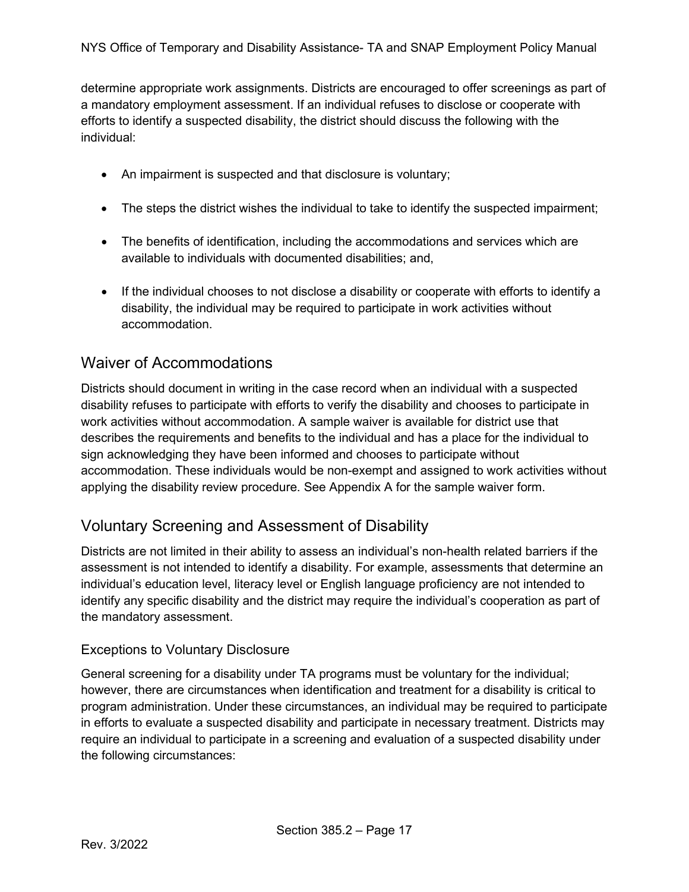determine appropriate work assignments. Districts are encouraged to offer screenings as part of a mandatory employment assessment. If an individual refuses to disclose or cooperate with efforts to identify a suspected disability, the district should discuss the following with the individual:

- An impairment is suspected and that disclosure is voluntary;
- The steps the district wishes the individual to take to identify the suspected impairment;
- The benefits of identification, including the accommodations and services which are available to individuals with documented disabilities; and,
- If the individual chooses to not disclose a disability or cooperate with efforts to identify a disability, the individual may be required to participate in work activities without accommodation.

## Waiver of Accommodations

Districts should document in writing in the case record when an individual with a suspected disability refuses to participate with efforts to verify the disability and chooses to participate in work activities without accommodation. A sample waiver is available for district use that describes the requirements and benefits to the individual and has a place for the individual to sign acknowledging they have been informed and chooses to participate without accommodation. These individuals would be non-exempt and assigned to work activities without applying the disability review procedure. See Appendix A for the sample waiver form.

## Voluntary Screening and Assessment of Disability

Districts are not limited in their ability to assess an individual's non-health related barriers if the assessment is not intended to identify a disability. For example, assessments that determine an individual's education level, literacy level or English language proficiency are not intended to identify any specific disability and the district may require the individual's cooperation as part of the mandatory assessment.

### Exceptions to Voluntary Disclosure

General screening for a disability under TA programs must be voluntary for the individual; however, there are circumstances when identification and treatment for a disability is critical to program administration. Under these circumstances, an individual may be required to participate in efforts to evaluate a suspected disability and participate in necessary treatment. Districts may require an individual to participate in a screening and evaluation of a suspected disability under the following circumstances: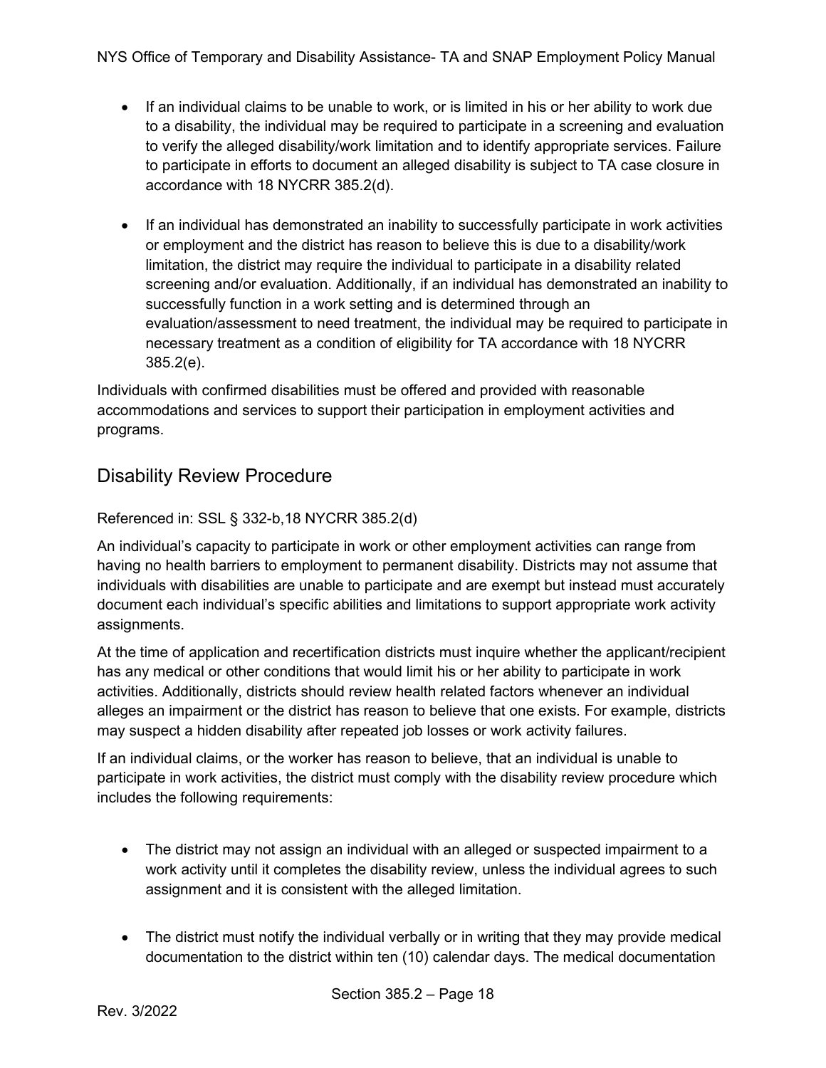- If an individual claims to be unable to work, or is limited in his or her ability to work due to a disability, the individual may be required to participate in a screening and evaluation to verify the alleged disability/work limitation and to identify appropriate services. Failure to participate in efforts to document an alleged disability is subject to TA case closure in accordance with 18 NYCRR 385.2(d).

- If an individual has demonstrated an inability to successfully participate in work activities or employment and the district has reason to believe this is due to a disability/work limitation, the district may require the individual to participate in a disability related screening and/or evaluation. Additionally, if an individual has demonstrated an inability to successfully function in a work setting and is determined through an evaluation/assessment to need treatment, the individual may be required to participate in necessary treatment as a condition of eligibility for TA accordance with 18 NYCRR 385.2(e).

Individuals with confirmed disabilities must be offered and provided with reasonable accommodations and services to support their participation in employment activities and programs.

## Disability Review Procedure

Referenced in: SSL § 332-b,18 NYCRR 385.2(d)

An individual's capacity to participate in work or other employment activities can range from having no health barriers to employment to permanent disability. Districts may not assume that individuals with disabilities are unable to participate and are exempt but instead must accurately document each individual's specific abilities and limitations to support appropriate work activity assignments.

At the time of application and recertification districts must inquire whether the applicant/recipient has any medical or other conditions that would limit his or her ability to participate in work activities. Additionally, districts should review health related factors whenever an individual alleges an impairment or the district has reason to believe that one exists. For example, districts may suspect a hidden disability after repeated job losses or work activity failures.

If an individual claims, or the worker has reason to believe, that an individual is unable to participate in work activities, the district must comply with the disability review procedure which includes the following requirements:

- The district may not assign an individual with an alleged or suspected impairment to a work activity until it completes the disability review, unless the individual agrees to such assignment and it is consistent with the alleged limitation.

- The district must notify the individual verbally or in writing that they may provide medical documentation to the district within ten (10) calendar days. The medical documentation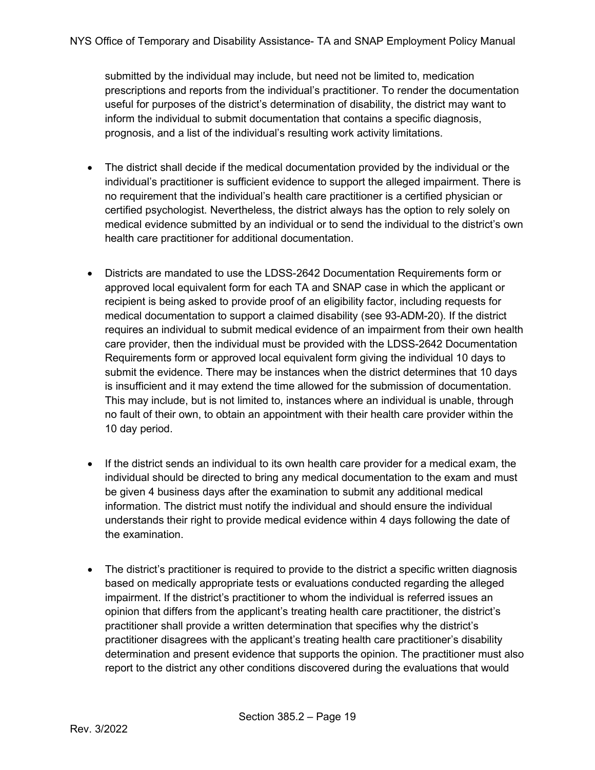submitted by the individual may include, but need not be limited to, medication prescriptions and reports from the individual's practitioner. To render the documentation useful for purposes of the district's determination of disability, the district may want to inform the individual to submit documentation that contains a specific diagnosis, prognosis, and a list of the individual's resulting work activity limitations.

- The district shall decide if the medical documentation provided by the individual or the individual's practitioner is sufficient evidence to support the alleged impairment. There is no requirement that the individual's health care practitioner is a certified physician or certified psychologist. Nevertheless, the district always has the option to rely solely on medical evidence submitted by an individual or to send the individual to the district's own health care practitioner for additional documentation.

- Districts are mandated to use the LDSS-2642 Documentation Requirements form or approved local equivalent form for each TA and SNAP case in which the applicant or recipient is being asked to provide proof of an eligibility factor, including requests for medical documentation to support a claimed disability (see 93-ADM-20). If the district requires an individual to submit medical evidence of an impairment from their own health care provider, then the individual must be provided with the LDSS-2642 Documentation Requirements form or approved local equivalent form giving the individual 10 days to submit the evidence. There may be instances when the district determines that 10 days is insufficient and it may extend the time allowed for the submission of documentation. This may include, but is not limited to, instances where an individual is unable, through no fault of their own, to obtain an appointment with their health care provider within the 10 day period.

- If the district sends an individual to its own health care provider for a medical exam, the individual should be directed to bring any medical documentation to the exam and must be given 4 business days after the examination to submit any additional medical information. The district must notify the individual and should ensure the individual understands their right to provide medical evidence within 4 days following the date of the examination.

- The district's practitioner is required to provide to the district a specific written diagnosis based on medically appropriate tests or evaluations conducted regarding the alleged impairment. If the district's practitioner to whom the individual is referred issues an opinion that differs from the applicant's treating health care practitioner, the district's practitioner shall provide a written determination that specifies why the district's practitioner disagrees with the applicant's treating health care practitioner's disability determination and present evidence that supports the opinion. The practitioner must also report to the district any other conditions discovered during the evaluations that would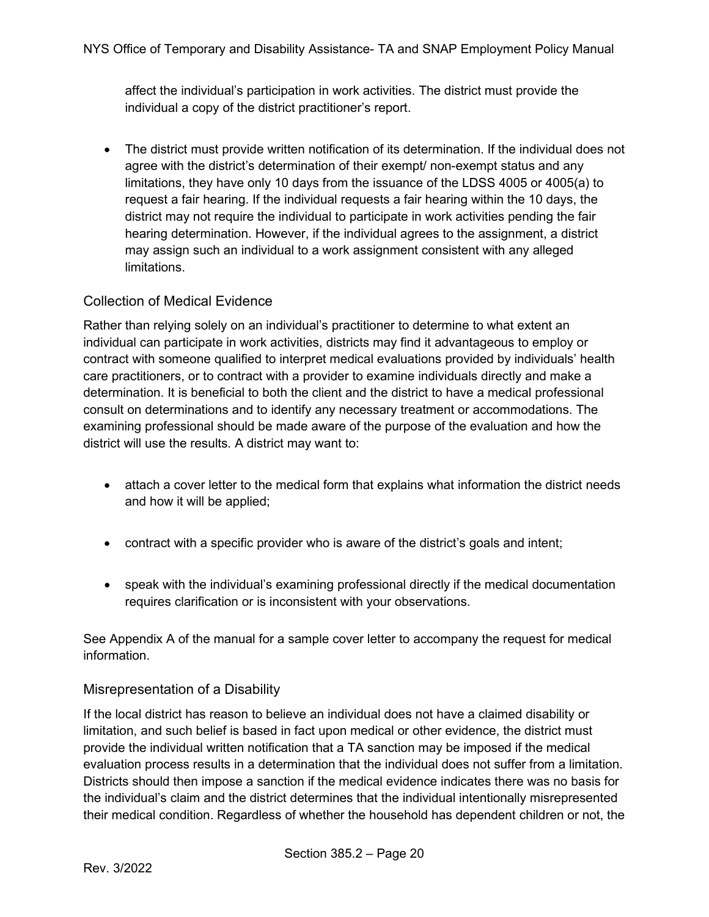affect the individual's participation in work activities. The district must provide the individual a copy of the district practitioner's report.

- The district must provide written notification of its determination. If the individual does not agree with the district's determination of their exempt/ non-exempt status and any limitations, they have only 10 days from the issuance of the LDSS 4005 or 4005(a) to request a fair hearing. If the individual requests a fair hearing within the 10 days, the district may not require the individual to participate in work activities pending the fair hearing determination. However, if the individual agrees to the assignment, a district may assign such an individual to a work assignment consistent with any alleged limitations.

### Collection of Medical Evidence

Rather than relying solely on an individual's practitioner to determine to what extent an individual can participate in work activities, districts may find it advantageous to employ or contract with someone qualified to interpret medical evaluations provided by individuals' health care practitioners, or to contract with a provider to examine individuals directly and make a determination. It is beneficial to both the client and the district to have a medical professional consult on determinations and to identify any necessary treatment or accommodations. The examining professional should be made aware of the purpose of the evaluation and how the district will use the results. A district may want to:

- attach a cover letter to the medical form that explains what information the district needs and how it will be applied;
- contract with a specific provider who is aware of the district's goals and intent;
- speak with the individual's examining professional directly if the medical documentation requires clarification or is inconsistent with your observations.

See Appendix A of the manual for a sample cover letter to accompany the request for medical information.

### Misrepresentation of a Disability

If the local district has reason to believe an individual does not have a claimed disability or limitation, and such belief is based in fact upon medical or other evidence, the district must provide the individual written notification that a TA sanction may be imposed if the medical evaluation process results in a determination that the individual does not suffer from a limitation. Districts should then impose a sanction if the medical evidence indicates there was no basis for the individual's claim and the district determines that the individual intentionally misrepresented their medical condition. Regardless of whether the household has dependent children or not, the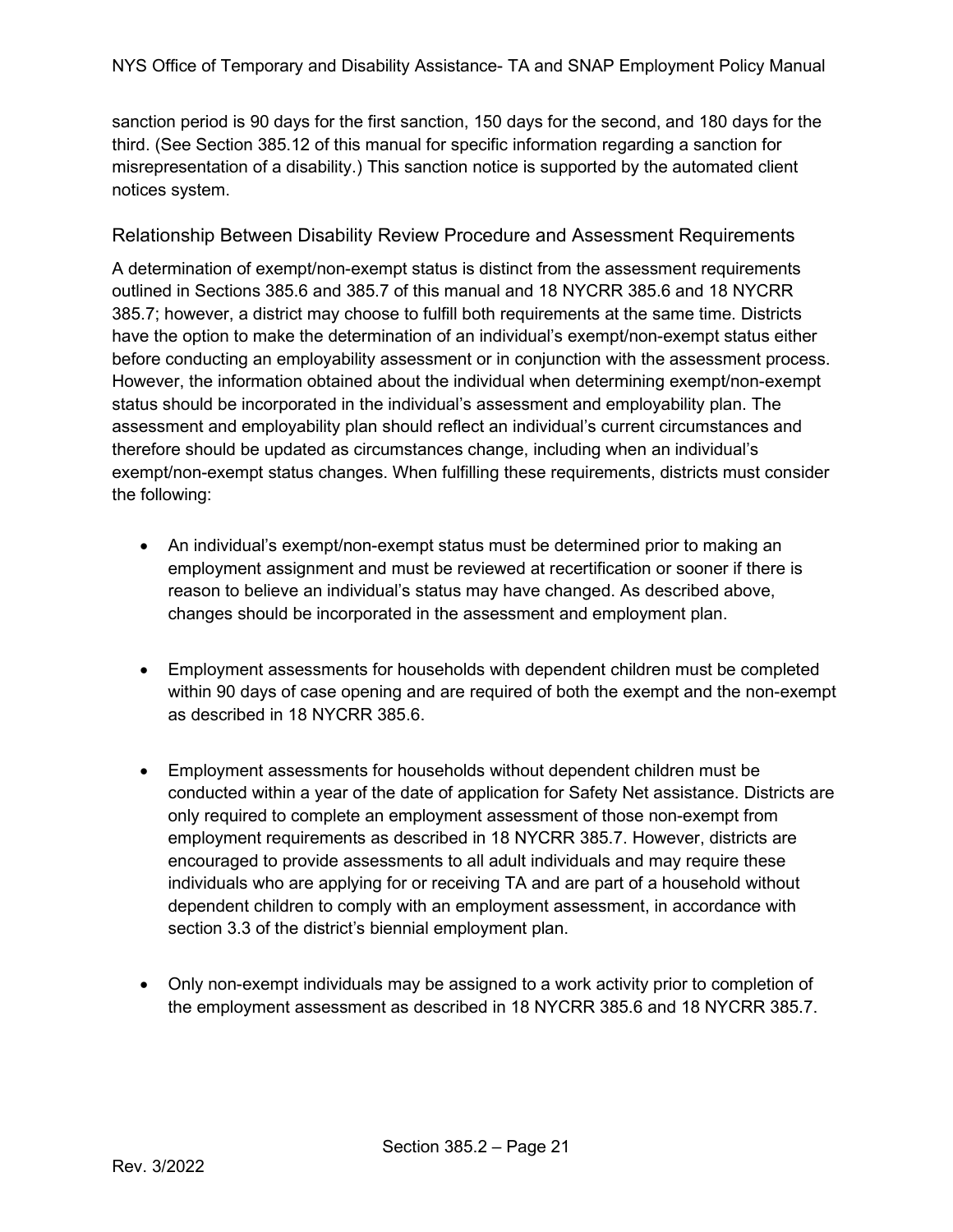sanction period is 90 days for the first sanction, 150 days for the second, and 180 days for the third. (See Section 385.12 of this manual for specific information regarding a sanction for misrepresentation of a disability.) This sanction notice is supported by the automated client notices system.

## Relationship Between Disability Review Procedure and Assessment Requirements

A determination of exempt/non-exempt status is distinct from the assessment requirements outlined in Sections 385.6 and 385.7 of this manual and 18 NYCRR 385.6 and 18 NYCRR 385.7; however, a district may choose to fulfill both requirements at the same time. Districts have the option to make the determination of an individual's exempt/non-exempt status either before conducting an employability assessment or in conjunction with the assessment process. However, the information obtained about the individual when determining exempt/non-exempt status should be incorporated in the individual's assessment and employability plan. The assessment and employability plan should reflect an individual's current circumstances and therefore should be updated as circumstances change, including when an individual's exempt/non-exempt status changes. When fulfilling these requirements, districts must consider the following:

- An individual's exempt/non-exempt status must be determined prior to making an employment assignment and must be reviewed at recertification or sooner if there is reason to believe an individual's status may have changed. As described above, changes should be incorporated in the assessment and employment plan.

- Employment assessments for households with dependent children must be completed within 90 days of case opening and are required of both the exempt and the non-exempt as described in 18 NYCRR 385.6.

- Employment assessments for households without dependent children must be conducted within a year of the date of application for Safety Net assistance. Districts are only required to complete an employment assessment of those non-exempt from employment requirements as described in 18 NYCRR 385.7. However, districts are encouraged to provide assessments to all adult individuals and may require these individuals who are applying for or receiving TA and are part of a household without dependent children to comply with an employment assessment, in accordance with section 3.3 of the district's biennial employment plan.

- Only non-exempt individuals may be assigned to a work activity prior to completion of the employment assessment as described in 18 NYCRR 385.6 and 18 NYCRR 385.7.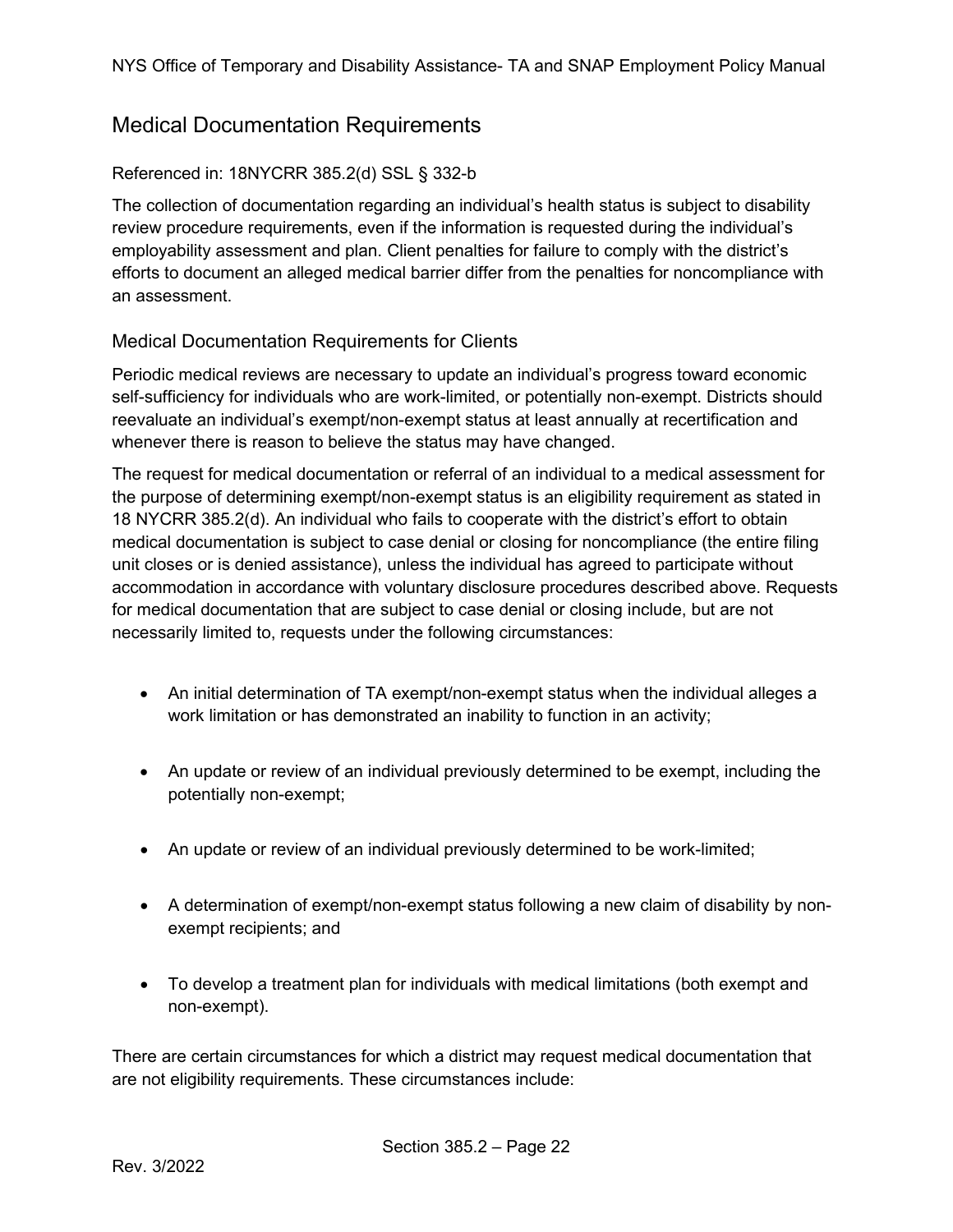## Medical Documentation Requirements

Referenced in: 18NYCRR 385.2(d) SSL § 332-b

The collection of documentation regarding an individual's health status is subject to disability review procedure requirements, even if the information is requested during the individual's employability assessment and plan. Client penalties for failure to comply with the district's efforts to document an alleged medical barrier differ from the penalties for noncompliance with an assessment.

### Medical Documentation Requirements for Clients

Periodic medical reviews are necessary to update an individual's progress toward economic self-sufficiency for individuals who are work-limited, or potentially non-exempt. Districts should reevaluate an individual's exempt/non-exempt status at least annually at recertification and whenever there is reason to believe the status may have changed.

The request for medical documentation or referral of an individual to a medical assessment for the purpose of determining exempt/non-exempt status is an eligibility requirement as stated in 18 NYCRR 385.2(d). An individual who fails to cooperate with the district's effort to obtain medical documentation is subject to case denial or closing for noncompliance (the entire filing unit closes or is denied assistance), unless the individual has agreed to participate without accommodation in accordance with voluntary disclosure procedures described above. Requests for medical documentation that are subject to case denial or closing include, but are not necessarily limited to, requests under the following circumstances:

- An initial determination of TA exempt/non-exempt status when the individual alleges a work limitation or has demonstrated an inability to function in an activity;
- An update or review of an individual previously determined to be exempt, including the potentially non-exempt;
- An update or review of an individual previously determined to be work-limited;
- A determination of exempt/non-exempt status following a new claim of disability by non-exempt recipients; and
- To develop a treatment plan for individuals with medical limitations (both exempt and non-exempt).

There are certain circumstances for which a district may request medical documentation that are not eligibility requirements. These circumstances include: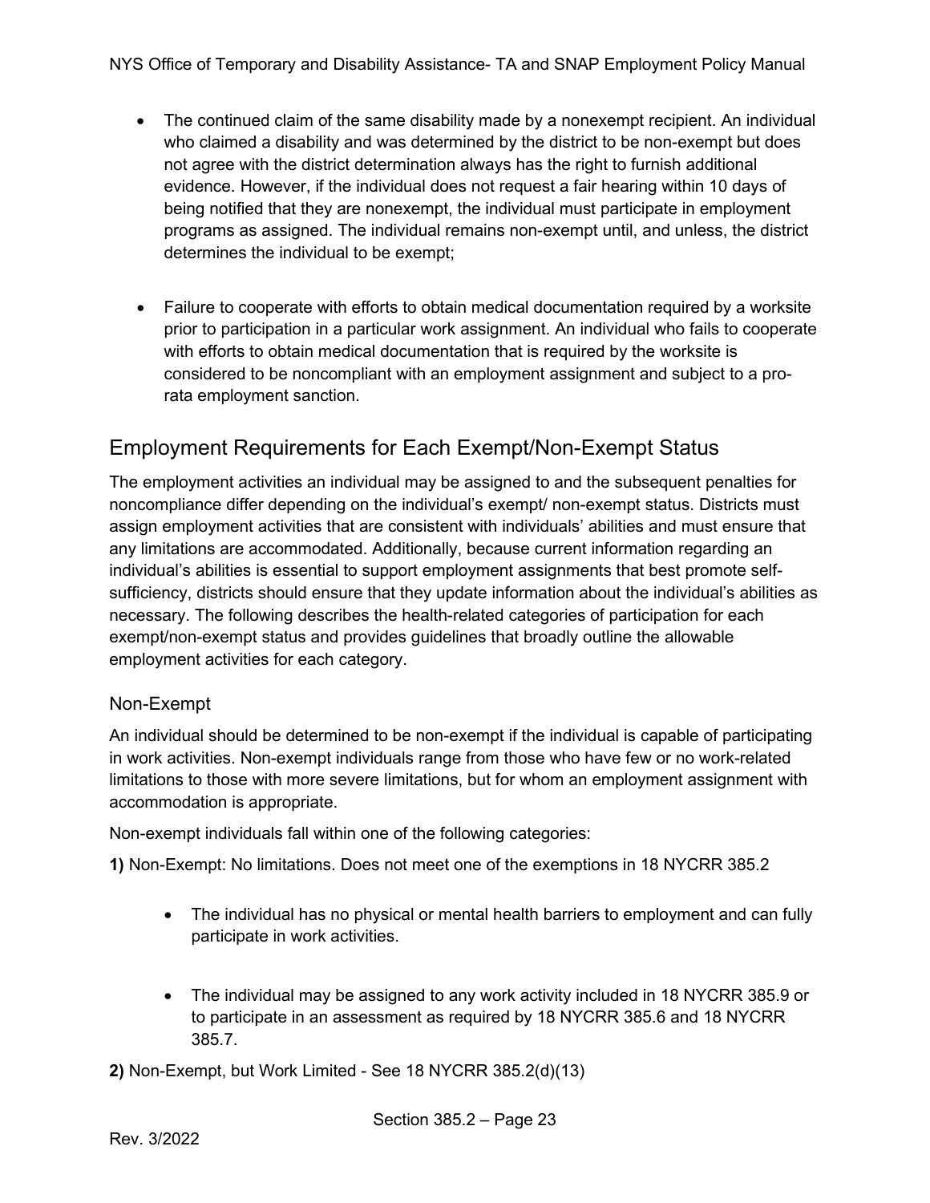- The continued claim of the same disability made by a nonexempt recipient. An individual who claimed a disability and was determined by the district to be non-exempt but does not agree with the district determination always has the right to furnish additional evidence. However, if the individual does not request a fair hearing within 10 days of being notified that they are nonexempt, the individual must participate in employment programs as assigned. The individual remains non-exempt until, and unless, the district determines the individual to be exempt;

- Failure to cooperate with efforts to obtain medical documentation required by a worksite prior to participation in a particular work assignment. An individual who fails to cooperate with efforts to obtain medical documentation that is required by the worksite is considered to be noncompliant with an employment assignment and subject to a pro-rata employment sanction.

## Employment Requirements for Each Exempt/Non-Exempt Status

The employment activities an individual may be assigned to and the subsequent penalties for noncompliance differ depending on the individual's exempt/ non-exempt status. Districts must assign employment activities that are consistent with individuals' abilities and must ensure that any limitations are accommodated. Additionally, because current information regarding an individual's abilities is essential to support employment assignments that best promote self-sufficiency, districts should ensure that they update information about the individual's abilities as necessary. The following describes the health-related categories of participation for each exempt/non-exempt status and provides guidelines that broadly outline the allowable employment activities for each category.

### Non-Exempt

An individual should be determined to be non-exempt if the individual is capable of participating in work activities. Non-exempt individuals range from those who have few or no work-related limitations to those with more severe limitations, but for whom an employment assignment with accommodation is appropriate.

Non-exempt individuals fall within one of the following categories:

**1)** Non-Exempt: No limitations. Does not meet one of the exemptions in 18 NYCRR 385.2

- The individual has no physical or mental health barriers to employment and can fully participate in work activities.

- The individual may be assigned to any work activity included in 18 NYCRR 385.9 or to participate in an assessment as required by 18 NYCRR 385.6 and 18 NYCRR 385.7.

**2)** Non-Exempt, but Work Limited - See 18 NYCRR 385.2(d)(13)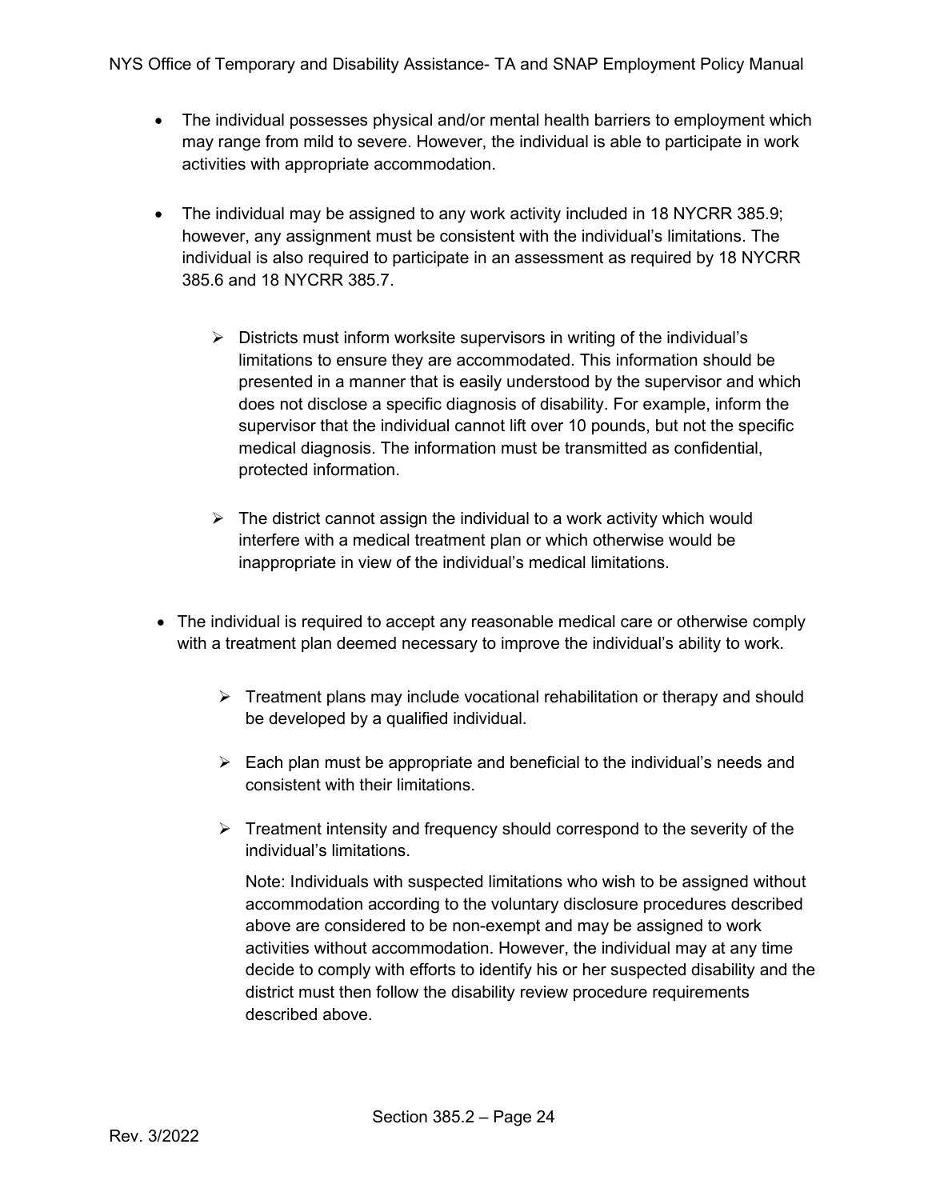- The individual possesses physical and/or mental health barriers to employment which may range from mild to severe. However, the individual is able to participate in work activities with appropriate accommodation.

- The individual may be assigned to any work activity included in 18 NYCRR 385.9; however, any assignment must be consistent with the individual's limitations. The individual is also required to participate in an assessment as required by 18 NYCRR 385.6 and 18 NYCRR 385.7.

    - Districts must inform worksite supervisors in writing of the individual's limitations to ensure they are accommodated. This information should be presented in a manner that is easily understood by the supervisor and which does not disclose a specific diagnosis of disability. For example, inform the supervisor that the individual cannot lift over 10 pounds, but not the specific medical diagnosis. The information must be transmitted as confidential, protected information.

    - The district cannot assign the individual to a work activity which would interfere with a medical treatment plan or which otherwise would be inappropriate in view of the individual's medical limitations.

- The individual is required to accept any reasonable medical care or otherwise comply with a treatment plan deemed necessary to improve the individual's ability to work.

    - Treatment plans may include vocational rehabilitation or therapy and should be developed by a qualified individual.

    - Each plan must be appropriate and beneficial to the individual's needs and consistent with their limitations.

    - Treatment intensity and frequency should correspond to the severity of the individual's limitations.

      Note: Individuals with suspected limitations who wish to be assigned without accommodation according to the voluntary disclosure procedures described above are considered to be non-exempt and may be assigned to work activities without accommodation. However, the individual may at any time decide to comply with efforts to identify his or her suspected disability and the district must then follow the disability review procedure requirements described above.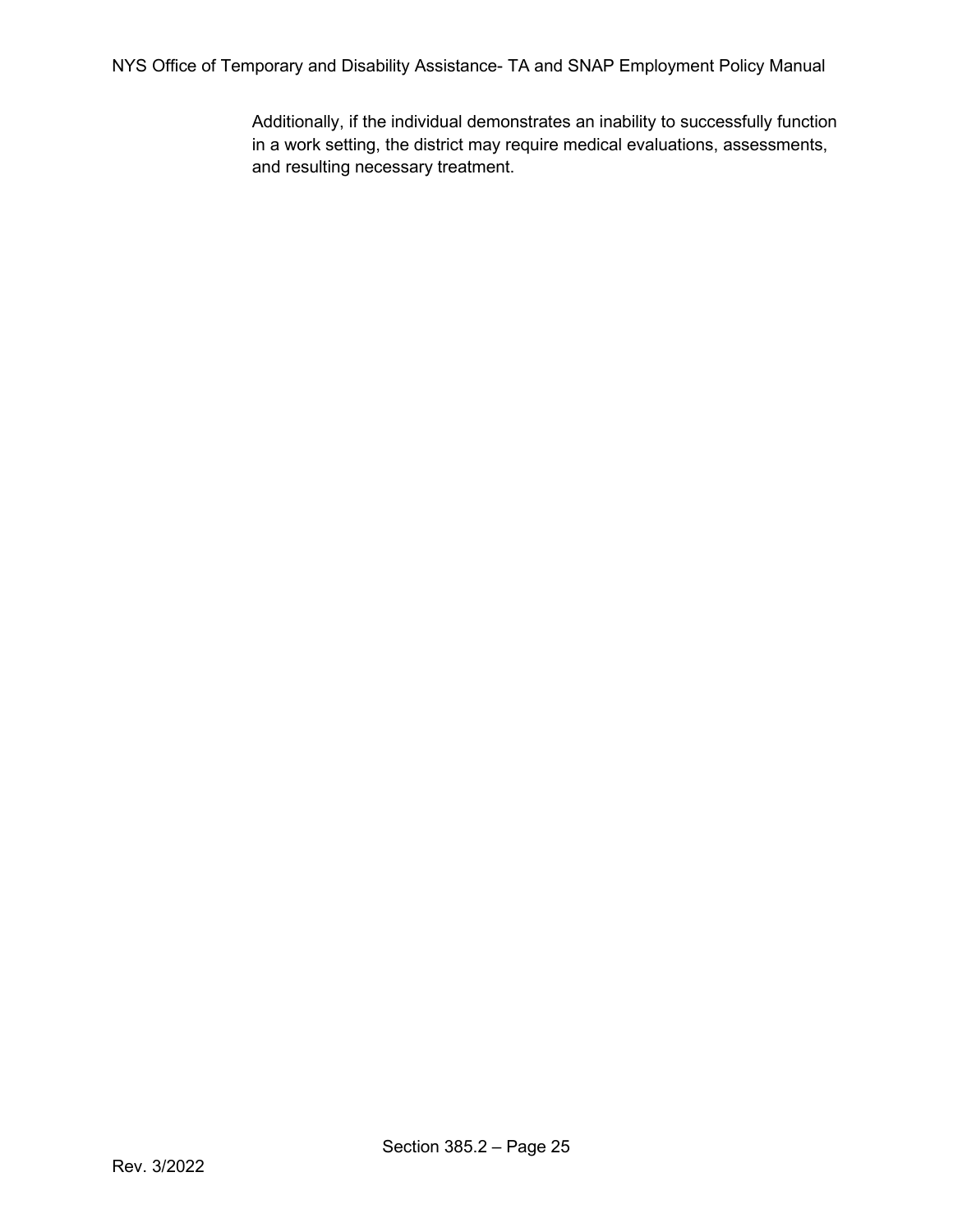Additionally, if the individual demonstrates an inability to successfully function in a work setting, the district may require medical evaluations, assessments, and resulting necessary treatment.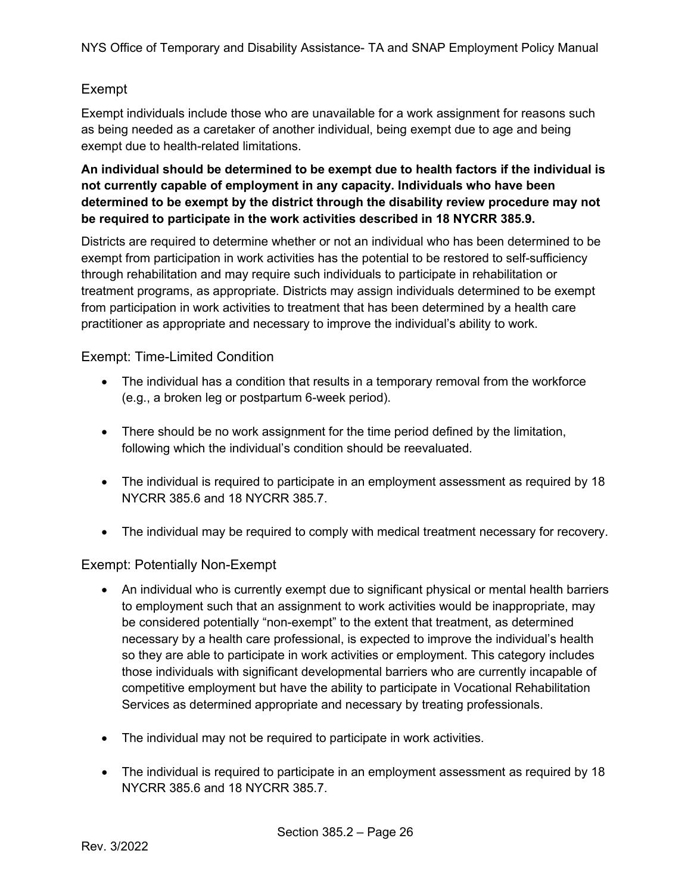## Exempt

Exempt individuals include those who are unavailable for a work assignment for reasons such as being needed as a caretaker of another individual, being exempt due to age and being exempt due to health-related limitations.

**An individual should be determined to be exempt due to health factors if the individual is not currently capable of employment in any capacity. Individuals who have been determined to be exempt by the district through the disability review procedure may not be required to participate in the work activities described in 18 NYCRR 385.9.**

Districts are required to determine whether or not an individual who has been determined to be exempt from participation in work activities has the potential to be restored to self-sufficiency through rehabilitation and may require such individuals to participate in rehabilitation or treatment programs, as appropriate. Districts may assign individuals determined to be exempt from participation in work activities to treatment that has been determined by a health care practitioner as appropriate and necessary to improve the individual's ability to work.

### Exempt: Time-Limited Condition

- The individual has a condition that results in a temporary removal from the workforce (e.g., a broken leg or postpartum 6-week period).
- There should be no work assignment for the time period defined by the limitation, following which the individual's condition should be reevaluated.
- The individual is required to participate in an employment assessment as required by 18 NYCRR 385.6 and 18 NYCRR 385.7.
- The individual may be required to comply with medical treatment necessary for recovery.

### Exempt: Potentially Non-Exempt

- An individual who is currently exempt due to significant physical or mental health barriers to employment such that an assignment to work activities would be inappropriate, may be considered potentially "non-exempt" to the extent that treatment, as determined necessary by a health care professional, is expected to improve the individual's health so they are able to participate in work activities or employment. This category includes those individuals with significant developmental barriers who are currently incapable of competitive employment but have the ability to participate in Vocational Rehabilitation Services as determined appropriate and necessary by treating professionals.
- The individual may not be required to participate in work activities.
- The individual is required to participate in an employment assessment as required by 18 NYCRR 385.6 and 18 NYCRR 385.7.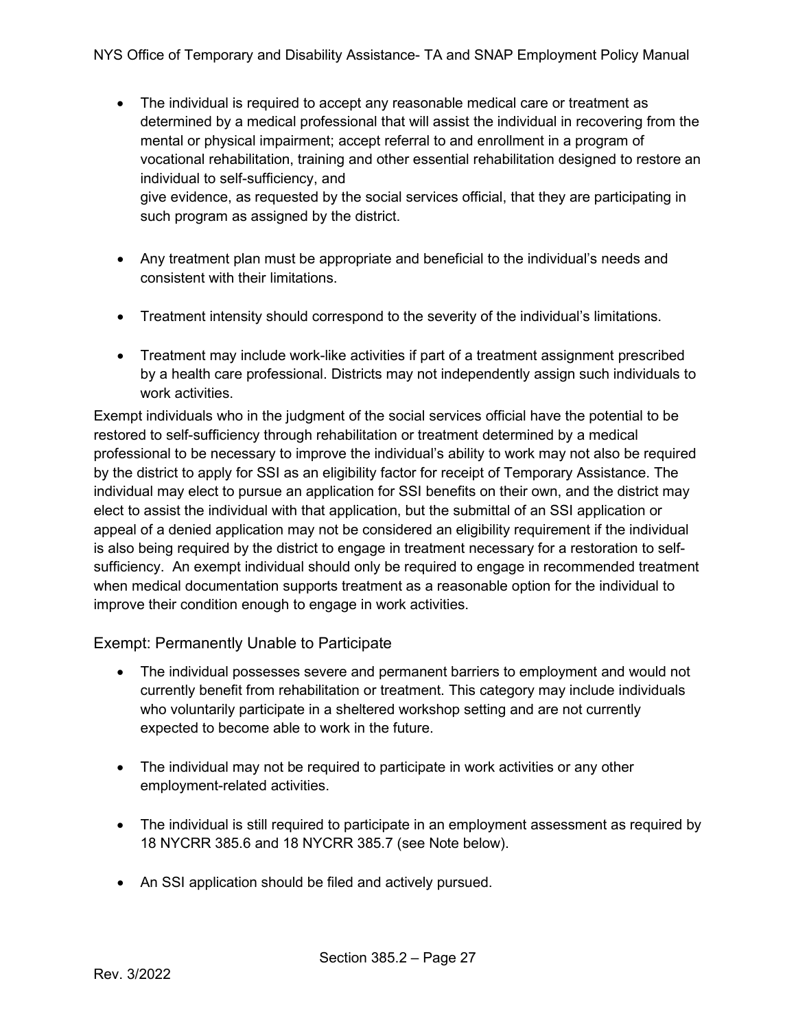- The individual is required to accept any reasonable medical care or treatment as determined by a medical professional that will assist the individual in recovering from the mental or physical impairment; accept referral to and enrollment in a program of vocational rehabilitation, training and other essential rehabilitation designed to restore an individual to self-sufficiency, and
  give evidence, as requested by the social services official, that they are participating in such program as assigned by the district.

- Any treatment plan must be appropriate and beneficial to the individual's needs and consistent with their limitations.

- Treatment intensity should correspond to the severity of the individual's limitations.

- Treatment may include work-like activities if part of a treatment assignment prescribed by a health care professional. Districts may not independently assign such individuals to work activities.

Exempt individuals who in the judgment of the social services official have the potential to be restored to self-sufficiency through rehabilitation or treatment determined by a medical professional to be necessary to improve the individual's ability to work may not also be required by the district to apply for SSI as an eligibility factor for receipt of Temporary Assistance. The individual may elect to pursue an application for SSI benefits on their own, and the district may elect to assist the individual with that application, but the submittal of an SSI application or appeal of a denied application may not be considered an eligibility requirement if the individual is also being required by the district to engage in treatment necessary for a restoration to self-sufficiency. An exempt individual should only be required to engage in recommended treatment when medical documentation supports treatment as a reasonable option for the individual to improve their condition enough to engage in work activities.

### Exempt: Permanently Unable to Participate

- The individual possesses severe and permanent barriers to employment and would not currently benefit from rehabilitation or treatment. This category may include individuals who voluntarily participate in a sheltered workshop setting and are not currently expected to become able to work in the future.

- The individual may not be required to participate in work activities or any other employment-related activities.

- The individual is still required to participate in an employment assessment as required by 18 NYCRR 385.6 and 18 NYCRR 385.7 (see Note below).

- An SSI application should be filed and actively pursued.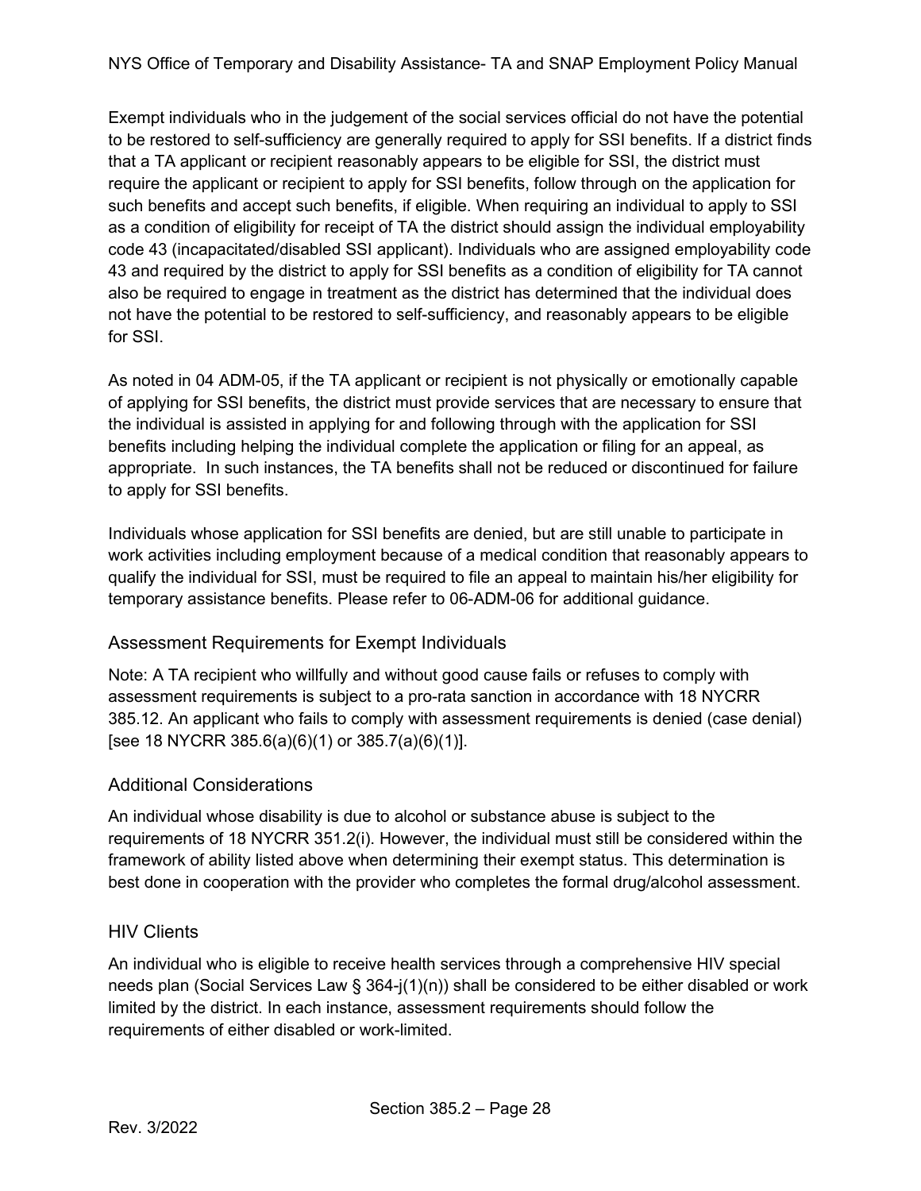Exempt individuals who in the judgement of the social services official do not have the potential to be restored to self-sufficiency are generally required to apply for SSI benefits. If a district finds that a TA applicant or recipient reasonably appears to be eligible for SSI, the district must require the applicant or recipient to apply for SSI benefits, follow through on the application for such benefits and accept such benefits, if eligible. When requiring an individual to apply to SSI as a condition of eligibility for receipt of TA the district should assign the individual employability code 43 (incapacitated/disabled SSI applicant). Individuals who are assigned employability code 43 and required by the district to apply for SSI benefits as a condition of eligibility for TA cannot also be required to engage in treatment as the district has determined that the individual does not have the potential to be restored to self-sufficiency, and reasonably appears to be eligible for SSI.

As noted in 04 ADM-05, if the TA applicant or recipient is not physically or emotionally capable of applying for SSI benefits, the district must provide services that are necessary to ensure that the individual is assisted in applying for and following through with the application for SSI benefits including helping the individual complete the application or filing for an appeal, as appropriate. In such instances, the TA benefits shall not be reduced or discontinued for failure to apply for SSI benefits.

Individuals whose application for SSI benefits are denied, but are still unable to participate in work activities including employment because of a medical condition that reasonably appears to qualify the individual for SSI, must be required to file an appeal to maintain his/her eligibility for temporary assistance benefits. Please refer to 06-ADM-06 for additional guidance.

## Assessment Requirements for Exempt Individuals

Note: A TA recipient who willfully and without good cause fails or refuses to comply with assessment requirements is subject to a pro-rata sanction in accordance with 18 NYCRR 385.12. An applicant who fails to comply with assessment requirements is denied (case denial) [see 18 NYCRR 385.6(a)(6)(1) or 385.7(a)(6)(1)].

## Additional Considerations

An individual whose disability is due to alcohol or substance abuse is subject to the requirements of 18 NYCRR 351.2(i). However, the individual must still be considered within the framework of ability listed above when determining their exempt status. This determination is best done in cooperation with the provider who completes the formal drug/alcohol assessment.

## HIV Clients

An individual who is eligible to receive health services through a comprehensive HIV special needs plan (Social Services Law § 364-j(1)(n)) shall be considered to be either disabled or work limited by the district. In each instance, assessment requirements should follow the requirements of either disabled or work-limited.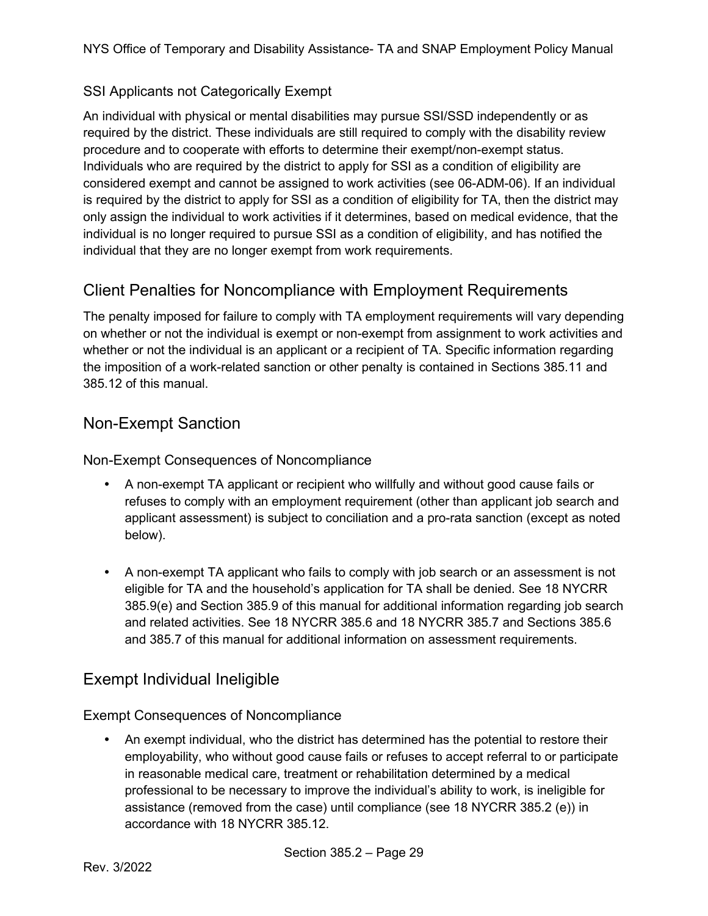### SSI Applicants not Categorically Exempt

An individual with physical or mental disabilities may pursue SSI/SSD independently or as required by the district. These individuals are still required to comply with the disability review procedure and to cooperate with efforts to determine their exempt/non-exempt status. Individuals who are required by the district to apply for SSI as a condition of eligibility are considered exempt and cannot be assigned to work activities (see 06-ADM-06). If an individual is required by the district to apply for SSI as a condition of eligibility for TA, then the district may only assign the individual to work activities if it determines, based on medical evidence, that the individual is no longer required to pursue SSI as a condition of eligibility, and has notified the individual that they are no longer exempt from work requirements.

## Client Penalties for Noncompliance with Employment Requirements

The penalty imposed for failure to comply with TA employment requirements will vary depending on whether or not the individual is exempt or non-exempt from assignment to work activities and whether or not the individual is an applicant or a recipient of TA. Specific information regarding the imposition of a work-related sanction or other penalty is contained in Sections 385.11 and 385.12 of this manual.

## Non-Exempt Sanction

### Non-Exempt Consequences of Noncompliance

- A non-exempt TA applicant or recipient who willfully and without good cause fails or refuses to comply with an employment requirement (other than applicant job search and applicant assessment) is subject to conciliation and a pro-rata sanction (except as noted below).

- A non-exempt TA applicant who fails to comply with job search or an assessment is not eligible for TA and the household's application for TA shall be denied. See 18 NYCRR 385.9(e) and Section 385.9 of this manual for additional information regarding job search and related activities. See 18 NYCRR 385.6 and 18 NYCRR 385.7 and Sections 385.6 and 385.7 of this manual for additional information on assessment requirements.

## Exempt Individual Ineligible

### Exempt Consequences of Noncompliance

- An exempt individual, who the district has determined has the potential to restore their employability, who without good cause fails or refuses to accept referral to or participate in reasonable medical care, treatment or rehabilitation determined by a medical professional to be necessary to improve the individual's ability to work, is ineligible for assistance (removed from the case) until compliance (see 18 NYCRR 385.2 (e)) in accordance with 18 NYCRR 385.12.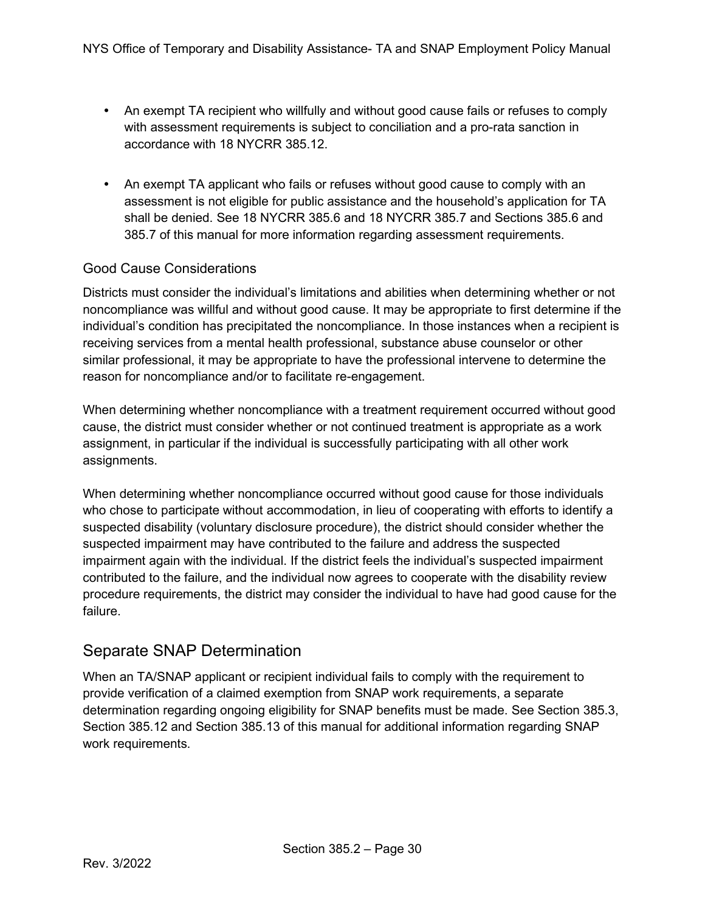- An exempt TA recipient who willfully and without good cause fails or refuses to comply with assessment requirements is subject to conciliation and a pro-rata sanction in accordance with 18 NYCRR 385.12.

- An exempt TA applicant who fails or refuses without good cause to comply with an assessment is not eligible for public assistance and the household's application for TA shall be denied. See 18 NYCRR 385.6 and 18 NYCRR 385.7 and Sections 385.6 and 385.7 of this manual for more information regarding assessment requirements.

### Good Cause Considerations

Districts must consider the individual's limitations and abilities when determining whether or not noncompliance was willful and without good cause. It may be appropriate to first determine if the individual's condition has precipitated the noncompliance. In those instances when a recipient is receiving services from a mental health professional, substance abuse counselor or other similar professional, it may be appropriate to have the professional intervene to determine the reason for noncompliance and/or to facilitate re-engagement.

When determining whether noncompliance with a treatment requirement occurred without good cause, the district must consider whether or not continued treatment is appropriate as a work assignment, in particular if the individual is successfully participating with all other work assignments.

When determining whether noncompliance occurred without good cause for those individuals who chose to participate without accommodation, in lieu of cooperating with efforts to identify a suspected disability (voluntary disclosure procedure), the district should consider whether the suspected impairment may have contributed to the failure and address the suspected impairment again with the individual. If the district feels the individual's suspected impairment contributed to the failure, and the individual now agrees to cooperate with the disability review procedure requirements, the district may consider the individual to have had good cause for the failure.

## Separate SNAP Determination

When an TA/SNAP applicant or recipient individual fails to comply with the requirement to provide verification of a claimed exemption from SNAP work requirements, a separate determination regarding ongoing eligibility for SNAP benefits must be made. See Section 385.3, Section 385.12 and Section 385.13 of this manual for additional information regarding SNAP work requirements.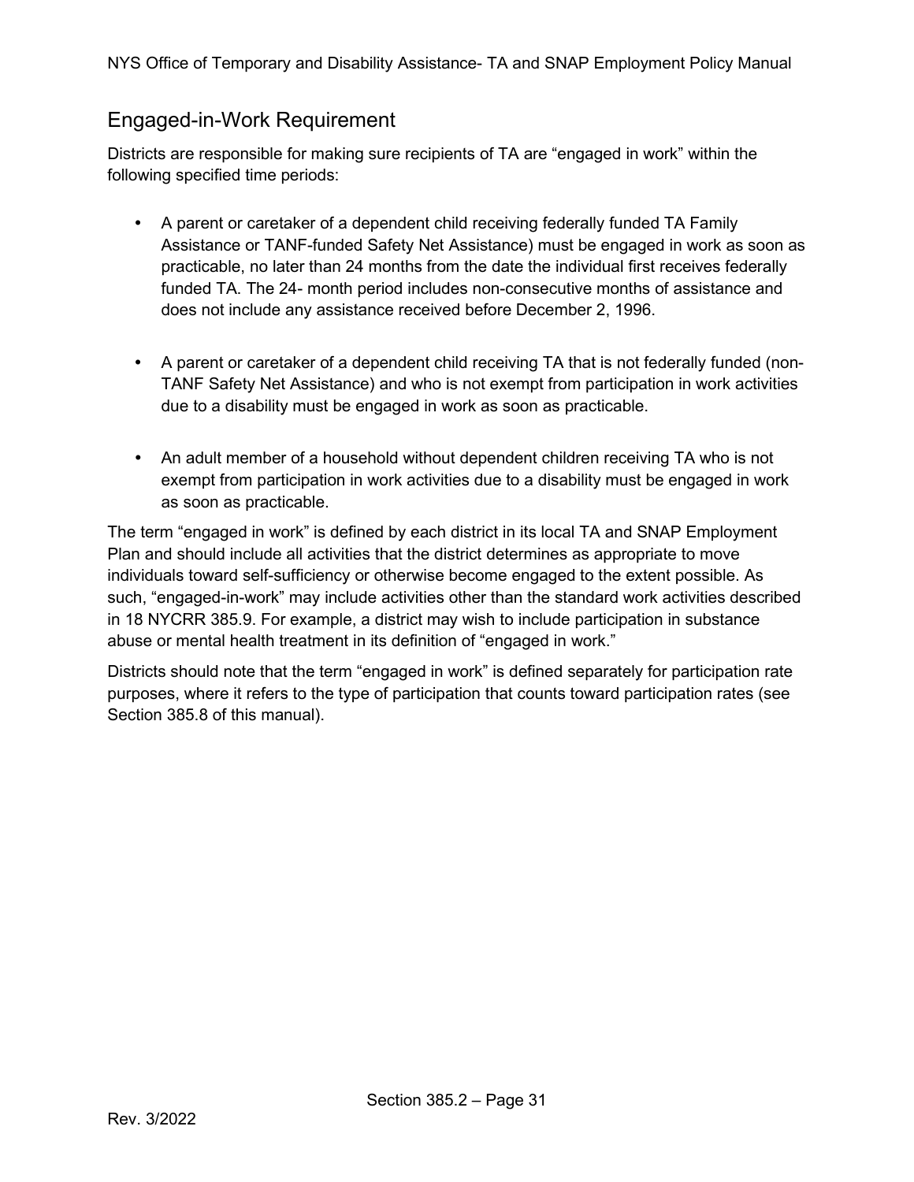## Engaged-in-Work Requirement

Districts are responsible for making sure recipients of TA are "engaged in work" within the following specified time periods:

- A parent or caretaker of a dependent child receiving federally funded TA Family Assistance or TANF-funded Safety Net Assistance) must be engaged in work as soon as practicable, no later than 24 months from the date the individual first receives federally funded TA. The 24- month period includes non-consecutive months of assistance and does not include any assistance received before December 2, 1996.

- A parent or caretaker of a dependent child receiving TA that is not federally funded (non-TANF Safety Net Assistance) and who is not exempt from participation in work activities due to a disability must be engaged in work as soon as practicable.

- An adult member of a household without dependent children receiving TA who is not exempt from participation in work activities due to a disability must be engaged in work as soon as practicable.

The term "engaged in work" is defined by each district in its local TA and SNAP Employment Plan and should include all activities that the district determines as appropriate to move individuals toward self-sufficiency or otherwise become engaged to the extent possible. As such, "engaged-in-work" may include activities other than the standard work activities described in 18 NYCRR 385.9. For example, a district may wish to include participation in substance abuse or mental health treatment in its definition of "engaged in work."

Districts should note that the term "engaged in work" is defined separately for participation rate purposes, where it refers to the type of participation that counts toward participation rates (see Section 385.8 of this manual).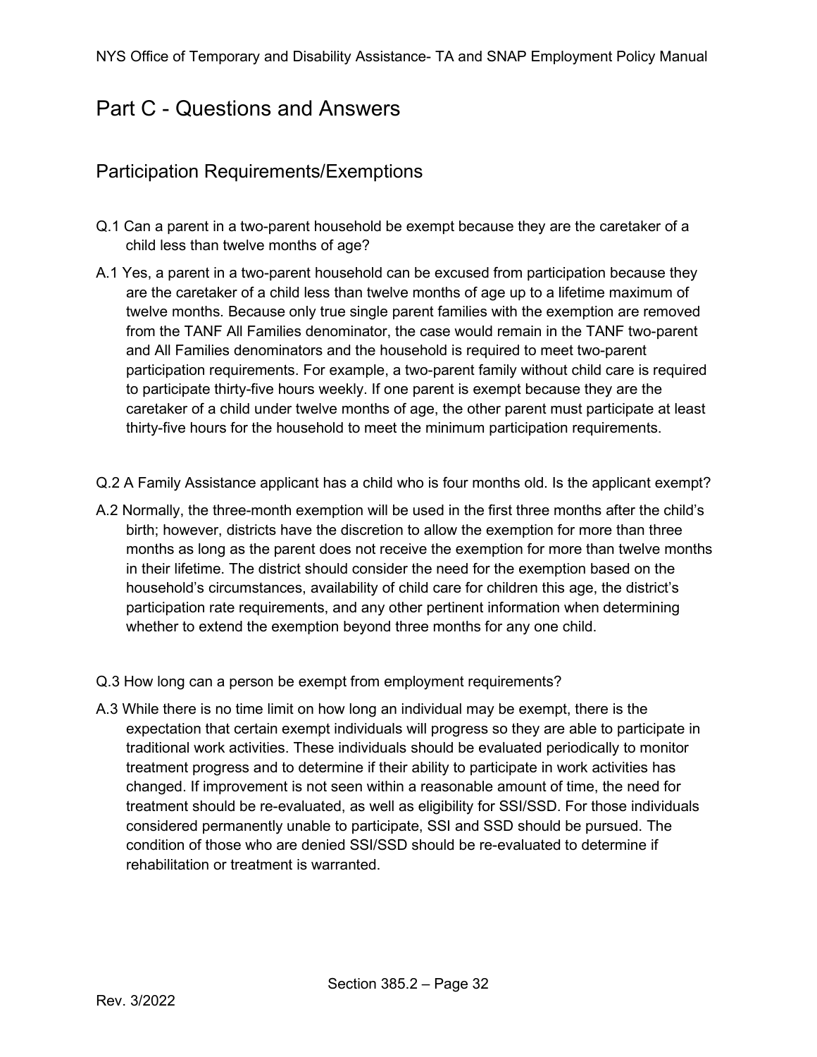# Part C - Questions and Answers

## Participation Requirements/Exemptions

Q.1 Can a parent in a two-parent household be exempt because they are the caretaker of a child less than twelve months of age?

A.1 Yes, a parent in a two-parent household can be excused from participation because they are the caretaker of a child less than twelve months of age up to a lifetime maximum of twelve months. Because only true single parent families with the exemption are removed from the TANF All Families denominator, the case would remain in the TANF two-parent and All Families denominators and the household is required to meet two-parent participation requirements. For example, a two-parent family without child care is required to participate thirty-five hours weekly. If one parent is exempt because they are the caretaker of a child under twelve months of age, the other parent must participate at least thirty-five hours for the household to meet the minimum participation requirements.

Q.2 A Family Assistance applicant has a child who is four months old. Is the applicant exempt?

A.2 Normally, the three-month exemption will be used in the first three months after the child's birth; however, districts have the discretion to allow the exemption for more than three months as long as the parent does not receive the exemption for more than twelve months in their lifetime. The district should consider the need for the exemption based on the household's circumstances, availability of child care for children this age, the district's participation rate requirements, and any other pertinent information when determining whether to extend the exemption beyond three months for any one child.

Q.3 How long can a person be exempt from employment requirements?

A.3 While there is no time limit on how long an individual may be exempt, there is the expectation that certain exempt individuals will progress so they are able to participate in traditional work activities. These individuals should be evaluated periodically to monitor treatment progress and to determine if their ability to participate in work activities has changed. If improvement is not seen within a reasonable amount of time, the need for treatment should be re-evaluated, as well as eligibility for SSI/SSD. For those individuals considered permanently unable to participate, SSI and SSD should be pursued. The condition of those who are denied SSI/SSD should be re-evaluated to determine if rehabilitation or treatment is warranted.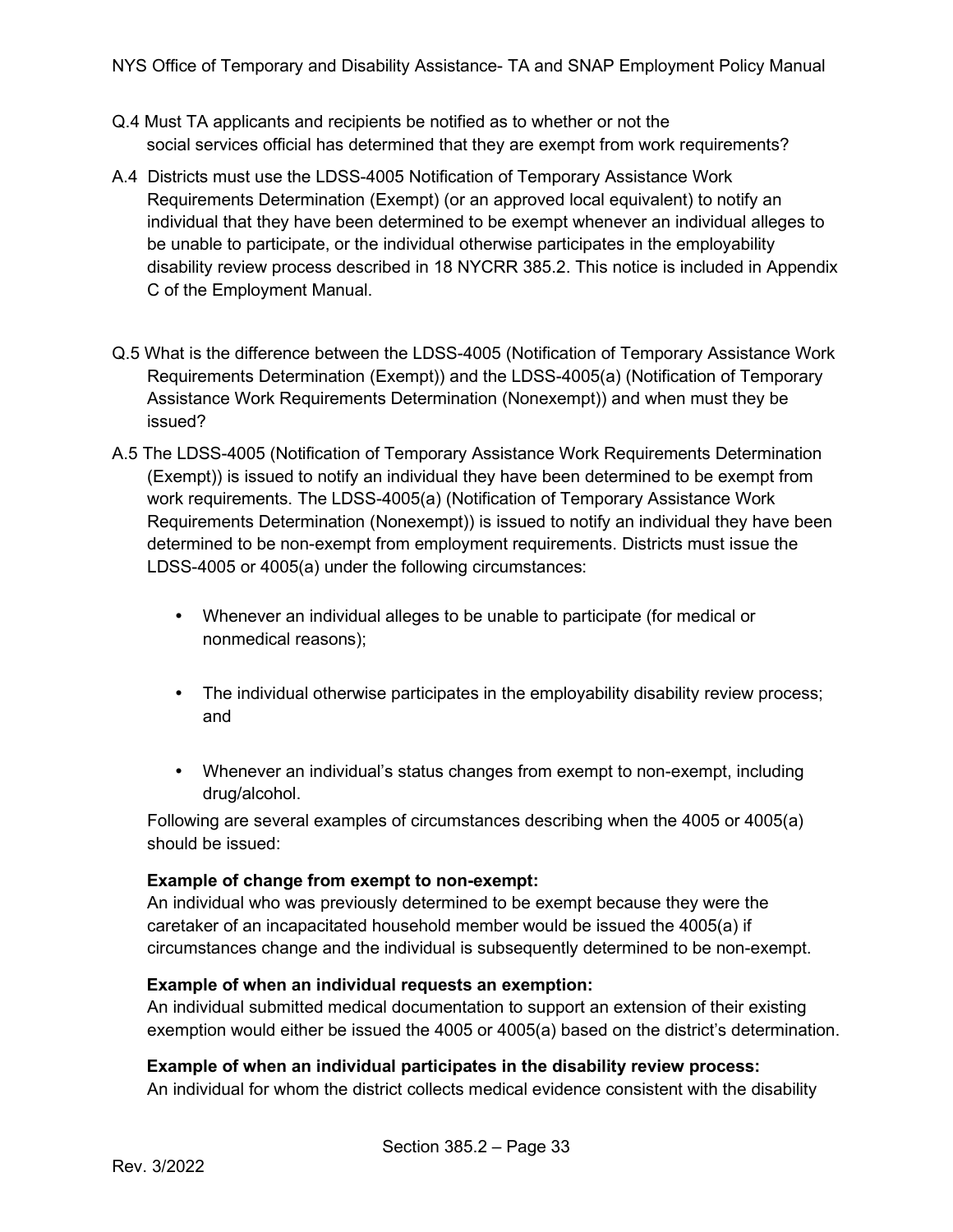Q.4 Must TA applicants and recipients be notified as to whether or not the social services official has determined that they are exempt from work requirements?

A.4 Districts must use the LDSS-4005 Notification of Temporary Assistance Work Requirements Determination (Exempt) (or an approved local equivalent) to notify an individual that they have been determined to be exempt whenever an individual alleges to be unable to participate, or the individual otherwise participates in the employability disability review process described in 18 NYCRR 385.2. This notice is included in Appendix C of the Employment Manual.

Q.5 What is the difference between the LDSS-4005 (Notification of Temporary Assistance Work Requirements Determination (Exempt)) and the LDSS-4005(a) (Notification of Temporary Assistance Work Requirements Determination (Nonexempt)) and when must they be issued?

A.5 The LDSS-4005 (Notification of Temporary Assistance Work Requirements Determination (Exempt)) is issued to notify an individual they have been determined to be exempt from work requirements. The LDSS-4005(a) (Notification of Temporary Assistance Work Requirements Determination (Nonexempt)) is issued to notify an individual they have been determined to be non-exempt from employment requirements. Districts must issue the LDSS-4005 or 4005(a) under the following circumstances:

- Whenever an individual alleges to be unable to participate (for medical or nonmedical reasons);
- The individual otherwise participates in the employability disability review process; and
- Whenever an individual's status changes from exempt to non-exempt, including drug/alcohol.

Following are several examples of circumstances describing when the 4005 or 4005(a) should be issued:

**Example of change from exempt to non-exempt:**
An individual who was previously determined to be exempt because they were the caretaker of an incapacitated household member would be issued the 4005(a) if circumstances change and the individual is subsequently determined to be non-exempt.

**Example of when an individual requests an exemption:**
An individual submitted medical documentation to support an extension of their existing exemption would either be issued the 4005 or 4005(a) based on the district's determination.

**Example of when an individual participates in the disability review process:**
An individual for whom the district collects medical evidence consistent with the disability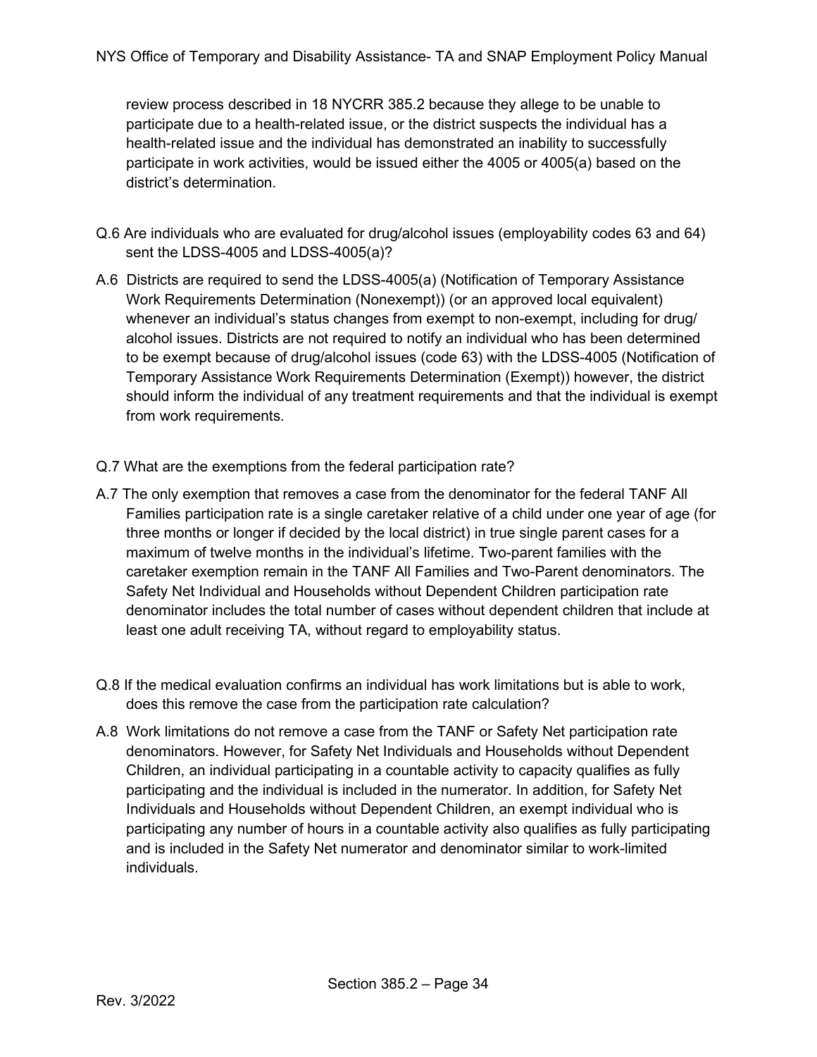review process described in 18 NYCRR 385.2 because they allege to be unable to participate due to a health-related issue, or the district suspects the individual has a health-related issue and the individual has demonstrated an inability to successfully participate in work activities, would be issued either the 4005 or 4005(a) based on the district's determination.

Q.6 Are individuals who are evaluated for drug/alcohol issues (employability codes 63 and 64) sent the LDSS-4005 and LDSS-4005(a)?

A.6 Districts are required to send the LDSS-4005(a) (Notification of Temporary Assistance Work Requirements Determination (Nonexempt)) (or an approved local equivalent) whenever an individual's status changes from exempt to non-exempt, including for drug/alcohol issues. Districts are not required to notify an individual who has been determined to be exempt because of drug/alcohol issues (code 63) with the LDSS-4005 (Notification of Temporary Assistance Work Requirements Determination (Exempt)) however, the district should inform the individual of any treatment requirements and that the individual is exempt from work requirements.

Q.7 What are the exemptions from the federal participation rate?

A.7 The only exemption that removes a case from the denominator for the federal TANF All Families participation rate is a single caretaker relative of a child under one year of age (for three months or longer if decided by the local district) in true single parent cases for a maximum of twelve months in the individual's lifetime. Two-parent families with the caretaker exemption remain in the TANF All Families and Two-Parent denominators. The Safety Net Individual and Households without Dependent Children participation rate denominator includes the total number of cases without dependent children that include at least one adult receiving TA, without regard to employability status.

Q.8 If the medical evaluation confirms an individual has work limitations but is able to work, does this remove the case from the participation rate calculation?

A.8 Work limitations do not remove a case from the TANF or Safety Net participation rate denominators. However, for Safety Net Individuals and Households without Dependent Children, an individual participating in a countable activity to capacity qualifies as fully participating and the individual is included in the numerator. In addition, for Safety Net Individuals and Households without Dependent Children, an exempt individual who is participating any number of hours in a countable activity also qualifies as fully participating and is included in the Safety Net numerator and denominator similar to work-limited individuals.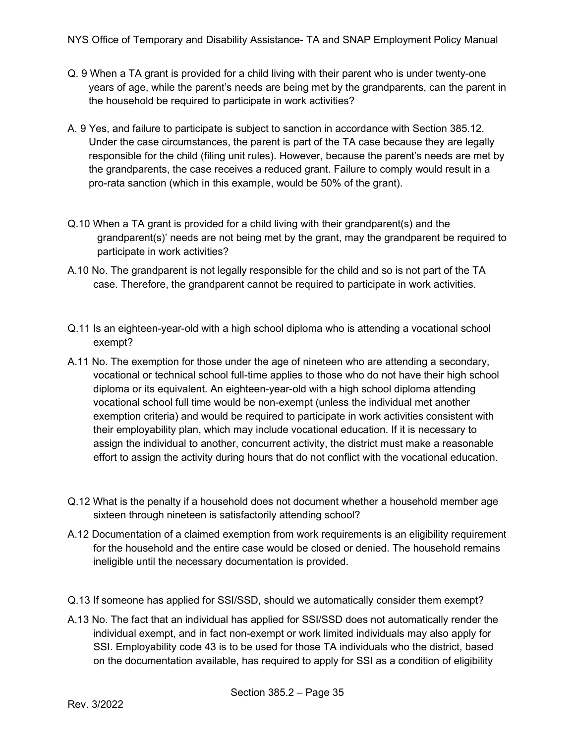Q. 9 When a TA grant is provided for a child living with their parent who is under twenty-one years of age, while the parent's needs are being met by the grandparents, can the parent in the household be required to participate in work activities?

A. 9 Yes, and failure to participate is subject to sanction in accordance with Section 385.12. Under the case circumstances, the parent is part of the TA case because they are legally responsible for the child (filing unit rules). However, because the parent's needs are met by the grandparents, the case receives a reduced grant. Failure to comply would result in a pro-rata sanction (which in this example, would be 50% of the grant).

Q.10 When a TA grant is provided for a child living with their grandparent(s) and the grandparent(s)' needs are not being met by the grant, may the grandparent be required to participate in work activities?

A.10 No. The grandparent is not legally responsible for the child and so is not part of the TA case. Therefore, the grandparent cannot be required to participate in work activities.

Q.11 Is an eighteen-year-old with a high school diploma who is attending a vocational school exempt?

A.11 No. The exemption for those under the age of nineteen who are attending a secondary, vocational or technical school full-time applies to those who do not have their high school diploma or its equivalent. An eighteen-year-old with a high school diploma attending vocational school full time would be non-exempt (unless the individual met another exemption criteria) and would be required to participate in work activities consistent with their employability plan, which may include vocational education. If it is necessary to assign the individual to another, concurrent activity, the district must make a reasonable effort to assign the activity during hours that do not conflict with the vocational education.

Q.12 What is the penalty if a household does not document whether a household member age sixteen through nineteen is satisfactorily attending school?

A.12 Documentation of a claimed exemption from work requirements is an eligibility requirement for the household and the entire case would be closed or denied. The household remains ineligible until the necessary documentation is provided.

Q.13 If someone has applied for SSI/SSD, should we automatically consider them exempt?

A.13 No. The fact that an individual has applied for SSI/SSD does not automatically render the individual exempt, and in fact non-exempt or work limited individuals may also apply for SSI. Employability code 43 is to be used for those TA individuals who the district, based on the documentation available, has required to apply for SSI as a condition of eligibility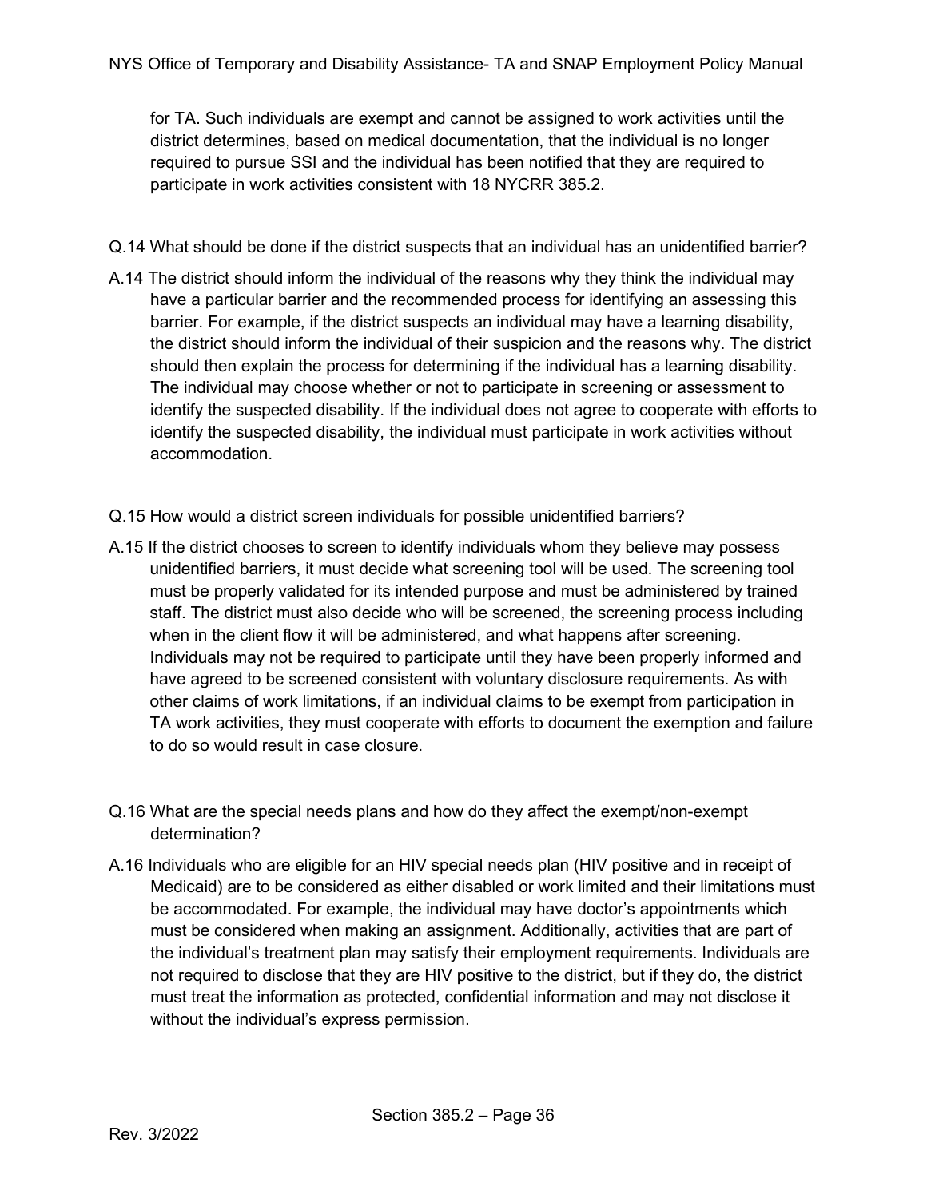for TA. Such individuals are exempt and cannot be assigned to work activities until the district determines, based on medical documentation, that the individual is no longer required to pursue SSI and the individual has been notified that they are required to participate in work activities consistent with 18 NYCRR 385.2.

Q.14 What should be done if the district suspects that an individual has an unidentified barrier?

A.14 The district should inform the individual of the reasons why they think the individual may have a particular barrier and the recommended process for identifying an assessing this barrier. For example, if the district suspects an individual may have a learning disability, the district should inform the individual of their suspicion and the reasons why. The district should then explain the process for determining if the individual has a learning disability. The individual may choose whether or not to participate in screening or assessment to identify the suspected disability. If the individual does not agree to cooperate with efforts to identify the suspected disability, the individual must participate in work activities without accommodation.

Q.15 How would a district screen individuals for possible unidentified barriers?

A.15 If the district chooses to screen to identify individuals whom they believe may possess unidentified barriers, it must decide what screening tool will be used. The screening tool must be properly validated for its intended purpose and must be administered by trained staff. The district must also decide who will be screened, the screening process including when in the client flow it will be administered, and what happens after screening. Individuals may not be required to participate until they have been properly informed and have agreed to be screened consistent with voluntary disclosure requirements. As with other claims of work limitations, if an individual claims to be exempt from participation in TA work activities, they must cooperate with efforts to document the exemption and failure to do so would result in case closure.

Q.16 What are the special needs plans and how do they affect the exempt/non-exempt determination?

A.16 Individuals who are eligible for an HIV special needs plan (HIV positive and in receipt of Medicaid) are to be considered as either disabled or work limited and their limitations must be accommodated. For example, the individual may have doctor's appointments which must be considered when making an assignment. Additionally, activities that are part of the individual's treatment plan may satisfy their employment requirements. Individuals are not required to disclose that they are HIV positive to the district, but if they do, the district must treat the information as protected, confidential information and may not disclose it without the individual's express permission.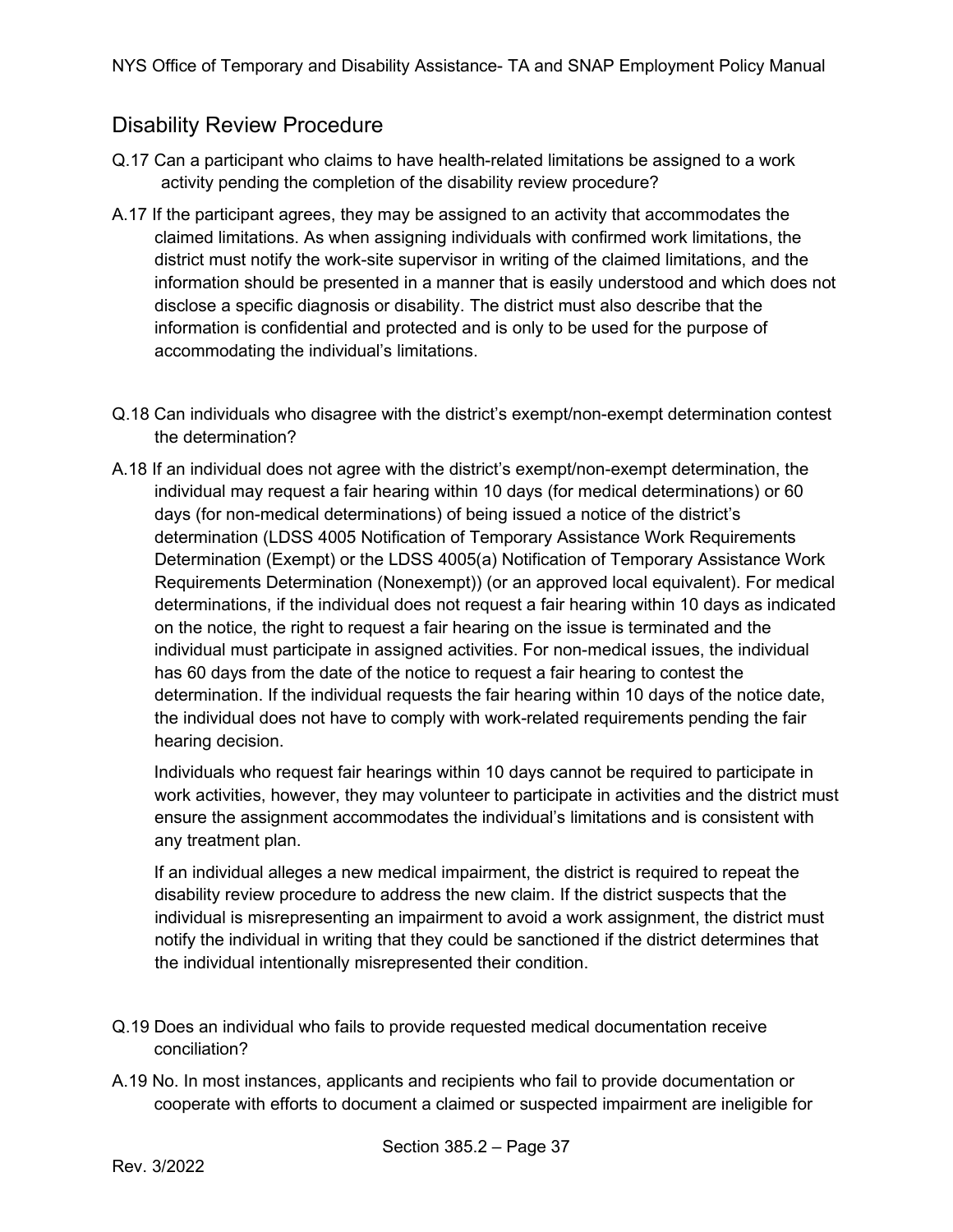## Disability Review Procedure

Q.17 Can a participant who claims to have health-related limitations be assigned to a work activity pending the completion of the disability review procedure?

A.17 If the participant agrees, they may be assigned to an activity that accommodates the claimed limitations. As when assigning individuals with confirmed work limitations, the district must notify the work-site supervisor in writing of the claimed limitations, and the information should be presented in a manner that is easily understood and which does not disclose a specific diagnosis or disability. The district must also describe that the information is confidential and protected and is only to be used for the purpose of accommodating the individual's limitations.

Q.18 Can individuals who disagree with the district's exempt/non-exempt determination contest the determination?

A.18 If an individual does not agree with the district's exempt/non-exempt determination, the individual may request a fair hearing within 10 days (for medical determinations) or 60 days (for non-medical determinations) of being issued a notice of the district's determination (LDSS 4005 Notification of Temporary Assistance Work Requirements Determination (Exempt) or the LDSS 4005(a) Notification of Temporary Assistance Work Requirements Determination (Nonexempt)) (or an approved local equivalent). For medical determinations, if the individual does not request a fair hearing within 10 days as indicated on the notice, the right to request a fair hearing on the issue is terminated and the individual must participate in assigned activities. For non-medical issues, the individual has 60 days from the date of the notice to request a fair hearing to contest the determination. If the individual requests the fair hearing within 10 days of the notice date, the individual does not have to comply with work-related requirements pending the fair hearing decision.

Individuals who request fair hearings within 10 days cannot be required to participate in work activities, however, they may volunteer to participate in activities and the district must ensure the assignment accommodates the individual's limitations and is consistent with any treatment plan.

If an individual alleges a new medical impairment, the district is required to repeat the disability review procedure to address the new claim. If the district suspects that the individual is misrepresenting an impairment to avoid a work assignment, the district must notify the individual in writing that they could be sanctioned if the district determines that the individual intentionally misrepresented their condition.

Q.19 Does an individual who fails to provide requested medical documentation receive conciliation?

A.19 No. In most instances, applicants and recipients who fail to provide documentation or cooperate with efforts to document a claimed or suspected impairment are ineligible for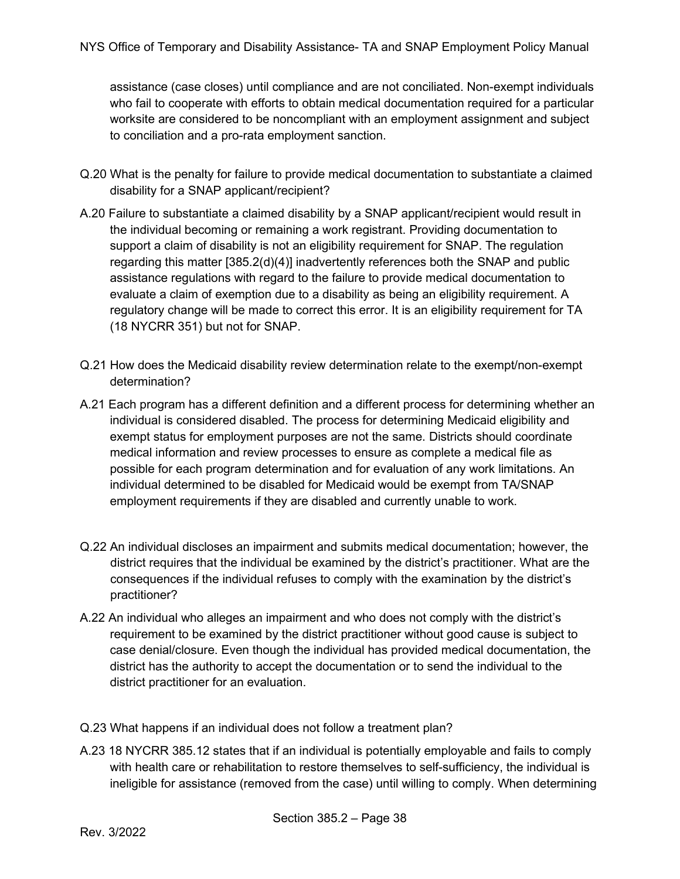assistance (case closes) until compliance and are not conciliated. Non-exempt individuals who fail to cooperate with efforts to obtain medical documentation required for a particular worksite are considered to be noncompliant with an employment assignment and subject to conciliation and a pro-rata employment sanction.

Q.20 What is the penalty for failure to provide medical documentation to substantiate a claimed disability for a SNAP applicant/recipient?

A.20 Failure to substantiate a claimed disability by a SNAP applicant/recipient would result in the individual becoming or remaining a work registrant. Providing documentation to support a claim of disability is not an eligibility requirement for SNAP. The regulation regarding this matter [385.2(d)(4)] inadvertently references both the SNAP and public assistance regulations with regard to the failure to provide medical documentation to evaluate a claim of exemption due to a disability as being an eligibility requirement. A regulatory change will be made to correct this error. It is an eligibility requirement for TA (18 NYCRR 351) but not for SNAP.

Q.21 How does the Medicaid disability review determination relate to the exempt/non-exempt determination?

A.21 Each program has a different definition and a different process for determining whether an individual is considered disabled. The process for determining Medicaid eligibility and exempt status for employment purposes are not the same. Districts should coordinate medical information and review processes to ensure as complete a medical file as possible for each program determination and for evaluation of any work limitations. An individual determined to be disabled for Medicaid would be exempt from TA/SNAP employment requirements if they are disabled and currently unable to work.

Q.22 An individual discloses an impairment and submits medical documentation; however, the district requires that the individual be examined by the district's practitioner. What are the consequences if the individual refuses to comply with the examination by the district's practitioner?

A.22 An individual who alleges an impairment and who does not comply with the district's requirement to be examined by the district practitioner without good cause is subject to case denial/closure. Even though the individual has provided medical documentation, the district has the authority to accept the documentation or to send the individual to the district practitioner for an evaluation.

Q.23 What happens if an individual does not follow a treatment plan?

A.23 18 NYCRR 385.12 states that if an individual is potentially employable and fails to comply with health care or rehabilitation to restore themselves to self-sufficiency, the individual is ineligible for assistance (removed from the case) until willing to comply. When determining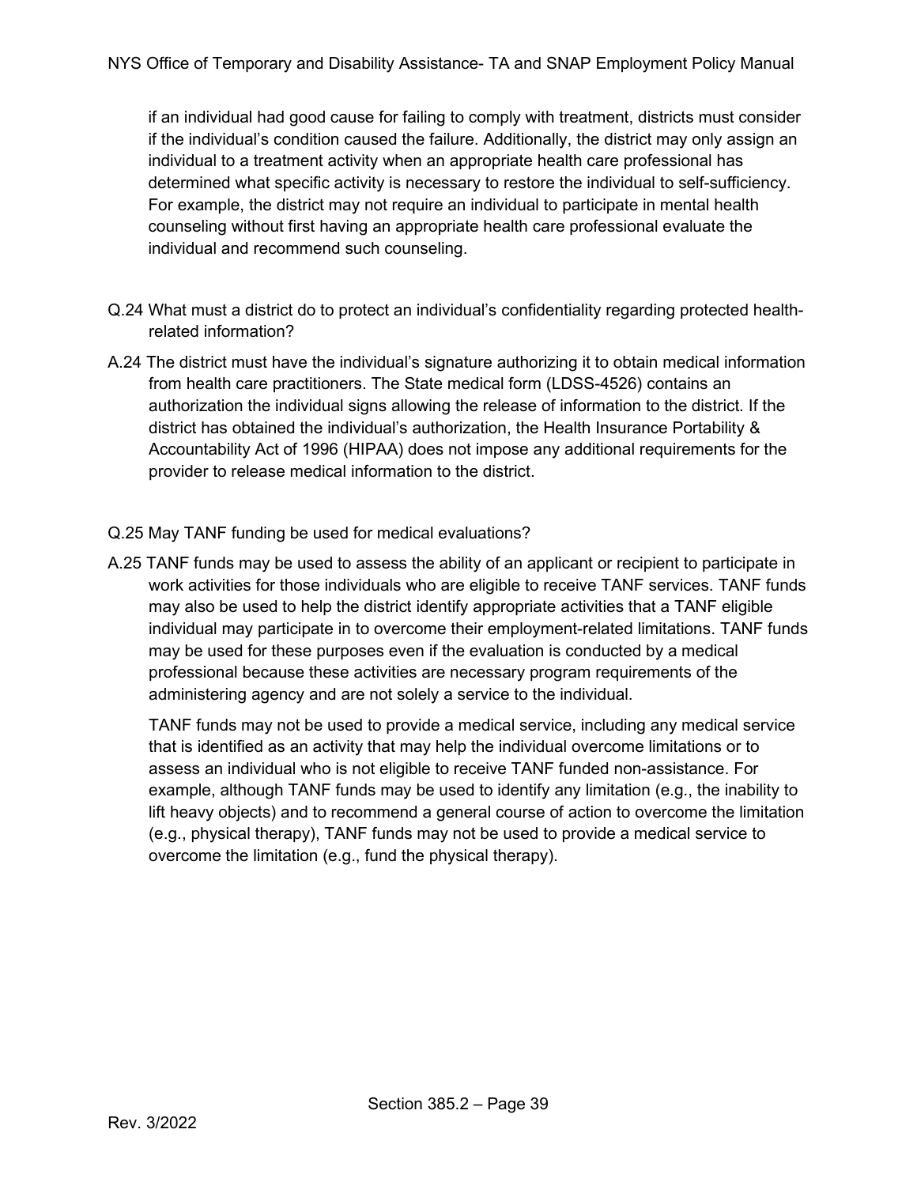if an individual had good cause for failing to comply with treatment, districts must consider if the individual's condition caused the failure. Additionally, the district may only assign an individual to a treatment activity when an appropriate health care professional has determined what specific activity is necessary to restore the individual to self-sufficiency. For example, the district may not require an individual to participate in mental health counseling without first having an appropriate health care professional evaluate the individual and recommend such counseling.

Q.24 What must a district do to protect an individual's confidentiality regarding protected health-related information?

A.24 The district must have the individual's signature authorizing it to obtain medical information from health care practitioners. The State medical form (LDSS-4526) contains an authorization the individual signs allowing the release of information to the district. If the district has obtained the individual's authorization, the Health Insurance Portability & Accountability Act of 1996 (HIPAA) does not impose any additional requirements for the provider to release medical information to the district.

Q.25 May TANF funding be used for medical evaluations?

A.25 TANF funds may be used to assess the ability of an applicant or recipient to participate in work activities for those individuals who are eligible to receive TANF services. TANF funds may also be used to help the district identify appropriate activities that a TANF eligible individual may participate in to overcome their employment-related limitations. TANF funds may be used for these purposes even if the evaluation is conducted by a medical professional because these activities are necessary program requirements of the administering agency and are not solely a service to the individual.

TANF funds may not be used to provide a medical service, including any medical service that is identified as an activity that may help the individual overcome limitations or to assess an individual who is not eligible to receive TANF funded non-assistance. For example, although TANF funds may be used to identify any limitation (e.g., the inability to lift heavy objects) and to recommend a general course of action to overcome the limitation (e.g., physical therapy), TANF funds may not be used to provide a medical service to overcome the limitation (e.g., fund the physical therapy).